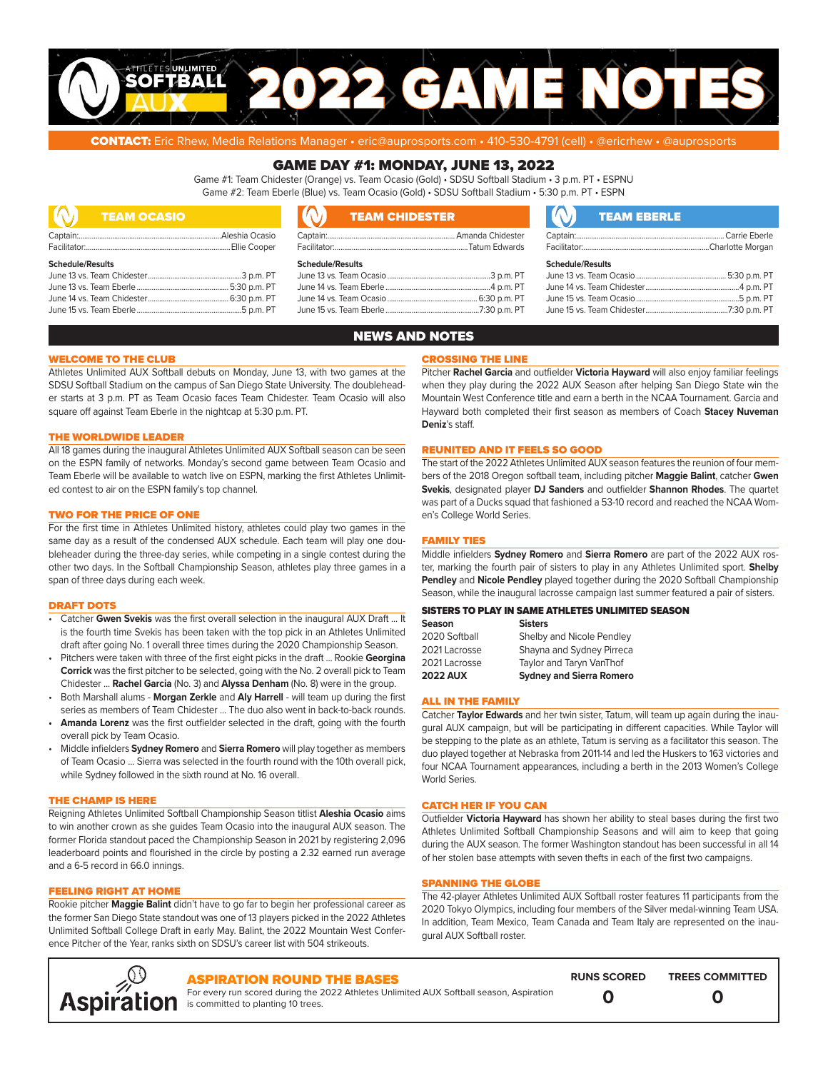# ATHLETES UNLIMITED SOFTBALL AUX 2022 GAME NOTES

**CONTACT:** Eric Rhew, Media Relations Manager • eric@auprosports.com • 410-530-4791 (cell) • @ericrhew • @auprosports

## GAME DAY #1: MONDAY, JUNE 13, 2022

Game #1: Team Chidester (Orange) vs. Team Ocasio (Gold) • SDSU Softball Stadium • 3 p.m. PT • ESPNU
Game #2: Team Eberle (Blue) vs. Team Ocasio (Gold) • SDSU Softball Stadium • 5:30 p.m. PT • ESPN

### TEAM OCASIO

Captain: Aleshia Ocasio
Facilitator: Ellie Cooper

**Schedule/Results**

| | |
|---|---|
| June 13 vs. Team Chidester | 3 p.m. PT |
| June 13 vs. Team Eberle | 5:30 p.m. PT |
| June 14 vs. Team Chidester | 6:30 p.m. PT |
| June 15 vs. Team Eberle | 5 p.m. PT |

### TEAM CHIDESTER

Captain: Amanda Chidester
Facilitator: Tatum Edwards

**Schedule/Results**

| | |
|---|---|
| June 13 vs. Team Ocasio | 3 p.m. PT |
| June 14 vs. Team Eberle | 4 p.m. PT |
| June 14 vs. Team Ocasio | 6:30 p.m. PT |
| June 15 vs. Team Eberle | 7:30 p.m. PT |

### TEAM EBERLE

Captain: Carrie Eberle
Facilitator: Charlotte Morgan

**Schedule/Results**

| | |
|---|---|
| June 13 vs. Team Ocasio | 5:30 p.m. PT |
| June 14 vs. Team Chidester | 4 p.m. PT |
| June 15 vs. Team Ocasio | 5 p.m. PT |
| June 15 vs. Team Chidester | 7:30 p.m. PT |

## NEWS AND NOTES

### WELCOME TO THE CLUB

Athletes Unlimited AUX Softball debuts on Monday, June 13, with two games at the SDSU Softball Stadium on the campus of San Diego State University. The doubleheader starts at 3 p.m. PT as Team Ocasio faces Team Chidester. Team Ocasio will also square off against Team Eberle in the nightcap at 5:30 p.m. PT.

### THE WORLDWIDE LEADER

All 18 games during the inaugural Athletes Unlimited AUX Softball season can be seen on the ESPN family of networks. Monday's second game between Team Ocasio and Team Eberle will be available to watch live on ESPN, marking the first Athletes Unlimited contest to air on the ESPN family's top channel.

### TWO FOR THE PRICE OF ONE

For the first time in Athletes Unlimited history, athletes could play two games in the same day as a result of the condensed AUX schedule. Each team will play one doubleheader during the three-day series, while competing in a single contest during the other two days. In the Softball Championship Season, athletes play three games in a span of three days during each week.

### DRAFT DOTS

- Catcher **Gwen Svekis** was the first overall selection in the inaugural AUX Draft ... It is the fourth time Svekis has been taken with the top pick in an Athletes Unlimited draft after going No. 1 overall three times during the 2020 Championship Season.
- Pitchers were taken with three of the first eight picks in the draft ... Rookie **Georgina Corrick** was the first pitcher to be selected, going with the No. 2 overall pick to Team Chidester ... **Rachel Garcia** (No. 3) and **Alyssa Denham** (No. 8) were in the group.
- Both Marshall alums - **Morgan Zerkle** and **Aly Harrell** - will team up during the first series as members of Team Chidester ... The duo also went in back-to-back rounds.
- **Amanda Lorenz** was the first outfielder selected in the draft, going with the fourth overall pick by Team Ocasio.
- Middle infielders **Sydney Romero** and **Sierra Romero** will play together as members of Team Ocasio ... Sierra was selected in the fourth round with the 10th overall pick, while Sydney followed in the sixth round at No. 16 overall.

### THE CHAMP IS HERE

Reigning Athletes Unlimited Softball Championship Season titlist **Aleshia Ocasio** aims to win another crown as she guides Team Ocasio into the inaugural AUX season. The former Florida standout paced the Championship Season in 2021 by registering 2,096 leaderboard points and flourished in the circle by posting a 2.32 earned run average and a 6-5 record in 66.0 innings.

### FEELING RIGHT AT HOME

Rookie pitcher **Maggie Balint** didn't have to go far to begin her professional career as the former San Diego State standout was one of 13 players picked in the 2022 Athletes Unlimited Softball College Draft in early May. Balint, the 2022 Mountain West Conference Pitcher of the Year, ranks sixth on SDSU's career list with 504 strikeouts.

### CROSSING THE LINE

Pitcher **Rachel Garcia** and outfielder **Victoria Hayward** will also enjoy familiar feelings when they play during the 2022 AUX Season after helping San Diego State win the Mountain West Conference title and earn a berth in the NCAA Tournament. Garcia and Hayward both completed their first season as members of Coach **Stacey Nuveman Deniz**'s staff.

### REUNITED AND IT FEELS SO GOOD

The start of the 2022 Athletes Unlimited AUX season features the reunion of four members of the 2018 Oregon softball team, including pitcher **Maggie Balint**, catcher **Gwen Svekis**, designated player **DJ Sanders** and outfielder **Shannon Rhodes**. The quartet was part of a Ducks squad that fashioned a 53-10 record and reached the NCAA Women's College World Series.

### FAMILY TIES

Middle infielders **Sydney Romero** and **Sierra Romero** are part of the 2022 AUX roster, marking the fourth pair of sisters to play in any Athletes Unlimited sport. **Shelby Pendley** and **Nicole Pendley** played together during the 2020 Softball Championship Season, while the inaugural lacrosse campaign last summer featured a pair of sisters.

#### SISTERS TO PLAY IN SAME ATHLETES UNLIMITED SEASON

| Season | Sisters |
|---|---|
| 2020 Softball | Shelby and Nicole Pendley |
| 2021 Lacrosse | Shayna and Sydney Pirreca |
| 2021 Lacrosse | Taylor and Taryn VanThof |
| **2022 AUX** | **Sydney and Sierra Romero** |

### ALL IN THE FAMILY

Catcher **Taylor Edwards** and her twin sister, Tatum, will team up again during the inaugural AUX campaign, but will be participating in different capacities. While Taylor will be stepping to the plate as an athlete, Tatum is serving as a facilitator this season. The duo played together at Nebraska from 2011-14 and led the Huskers to 163 victories and four NCAA Tournament appearances, including a berth in the 2013 Women's College World Series.

### CATCH HER IF YOU CAN

Outfielder **Victoria Hayward** has shown her ability to steal bases during the first two Athletes Unlimited Softball Championship Seasons and will aim to keep that going during the AUX season. The former Washington standout has been successful in all 14 of her stolen base attempts with seven thefts in each of the first two campaigns.

### SPANNING THE GLOBE

The 42-player Athletes Unlimited AUX Softball roster features 11 participants from the 2020 Tokyo Olympics, including four members of the Silver medal-winning Team USA. In addition, Team Mexico, Team Canada and Team Italy are represented on the inaugural AUX Softball roster.

### ASPIRATION ROUND THE BASES

For every run scored during the 2022 Athletes Unlimited AUX Softball season, Aspiration is committed to planting 10 trees.

| RUNS SCORED | TREES COMMITTED |
|---|---|
| 0 | 0 |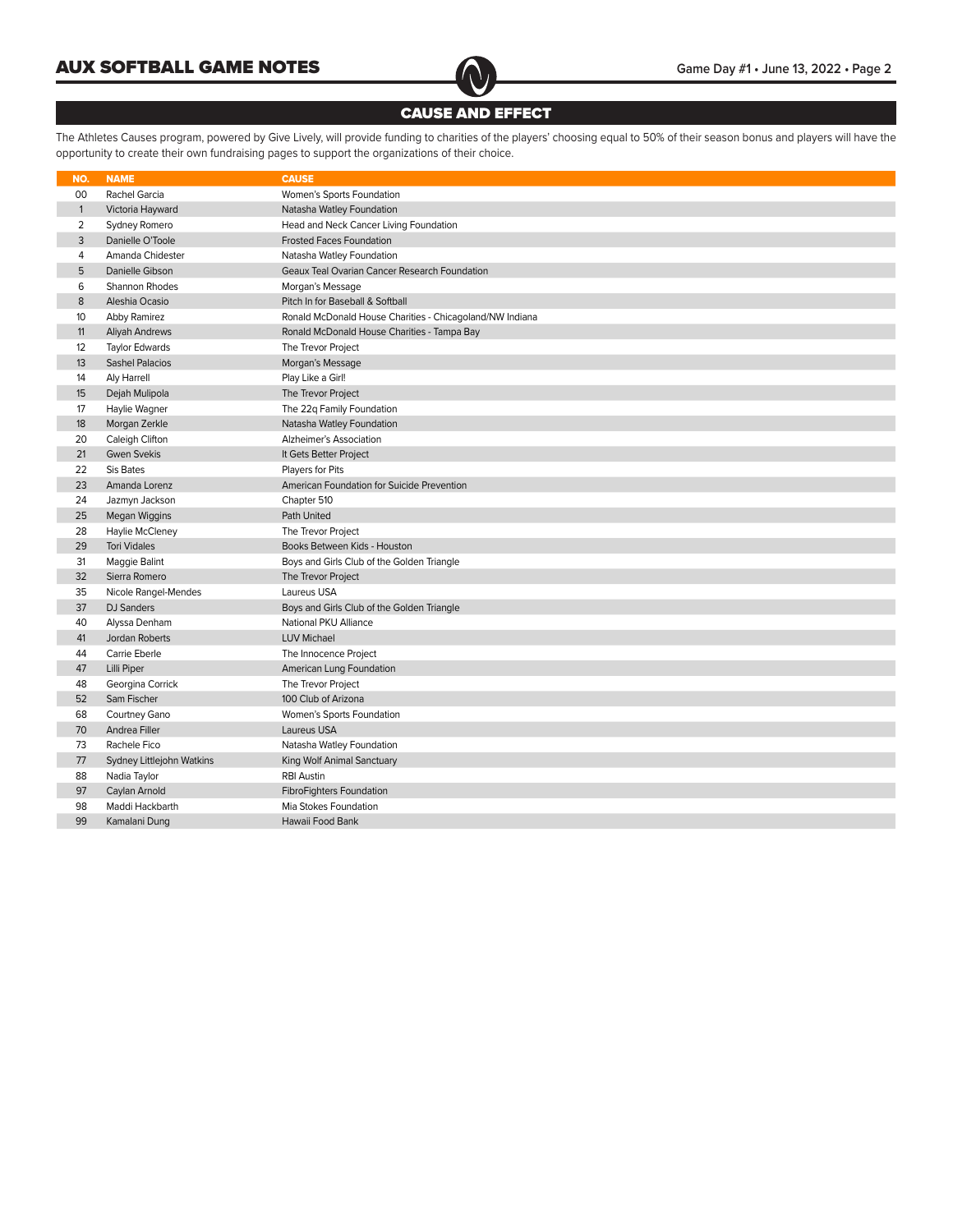## CAUSE AND EFFECT

The Athletes Causes program, powered by Give Lively, will provide funding to charities of the players' choosing equal to 50% of their season bonus and players will have the opportunity to create their own fundraising pages to support the organizations of their choice.

| NO. | NAME | CAUSE |
|---|---|---|
| 00 | Rachel Garcia | Women's Sports Foundation |
| 1 | Victoria Hayward | Natasha Watley Foundation |
| 2 | Sydney Romero | Head and Neck Cancer Living Foundation |
| 3 | Danielle O'Toole | Frosted Faces Foundation |
| 4 | Amanda Chidester | Natasha Watley Foundation |
| 5 | Danielle Gibson | Geaux Teal Ovarian Cancer Research Foundation |
| 6 | Shannon Rhodes | Morgan's Message |
| 8 | Aleshia Ocasio | Pitch In for Baseball & Softball |
| 10 | Abby Ramirez | Ronald McDonald House Charities - Chicagoland/NW Indiana |
| 11 | Aliyah Andrews | Ronald McDonald House Charities - Tampa Bay |
| 12 | Taylor Edwards | The Trevor Project |
| 13 | Sashel Palacios | Morgan's Message |
| 14 | Aly Harrell | Play Like a Girl! |
| 15 | Dejah Mulipola | The Trevor Project |
| 17 | Haylie Wagner | The 22q Family Foundation |
| 18 | Morgan Zerkle | Natasha Watley Foundation |
| 20 | Caleigh Clifton | Alzheimer's Association |
| 21 | Gwen Svekis | It Gets Better Project |
| 22 | Sis Bates | Players for Pits |
| 23 | Amanda Lorenz | American Foundation for Suicide Prevention |
| 24 | Jazmyn Jackson | Chapter 510 |
| 25 | Megan Wiggins | Path United |
| 28 | Haylie McCleney | The Trevor Project |
| 29 | Tori Vidales | Books Between Kids - Houston |
| 31 | Maggie Balint | Boys and Girls Club of the Golden Triangle |
| 32 | Sierra Romero | The Trevor Project |
| 35 | Nicole Rangel-Mendes | Laureus USA |
| 37 | DJ Sanders | Boys and Girls Club of the Golden Triangle |
| 40 | Alyssa Denham | National PKU Alliance |
| 41 | Jordan Roberts | LUV Michael |
| 44 | Carrie Eberle | The Innocence Project |
| 47 | Lilli Piper | American Lung Foundation |
| 48 | Georgina Corrick | The Trevor Project |
| 52 | Sam Fischer | 100 Club of Arizona |
| 68 | Courtney Gano | Women's Sports Foundation |
| 70 | Andrea Filler | Laureus USA |
| 73 | Rachele Fico | Natasha Watley Foundation |
| 77 | Sydney Littlejohn Watkins | King Wolf Animal Sanctuary |
| 88 | Nadia Taylor | RBI Austin |
| 97 | Caylan Arnold | FibroFighters Foundation |
| 98 | Maddi Hackbarth | Mia Stokes Foundation |
| 99 | Kamalani Dung | Hawaii Food Bank |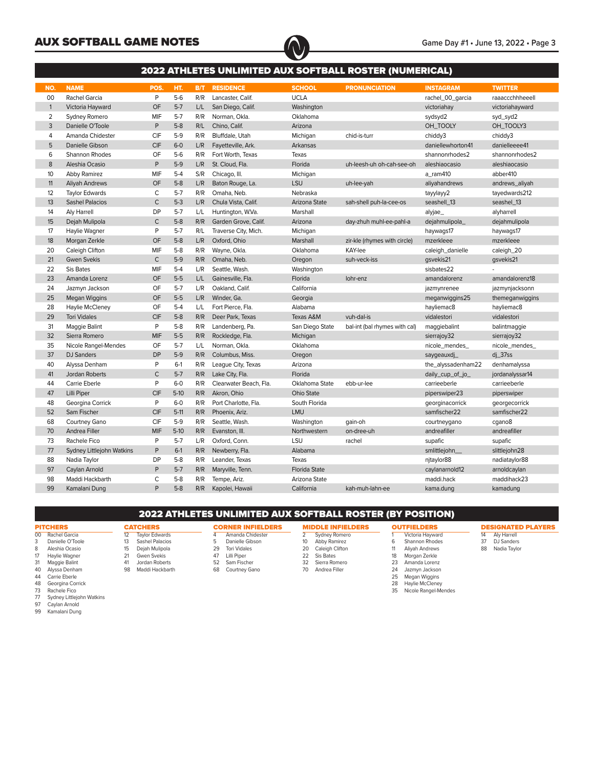## 2022 ATHLETES UNLIMITED AUX SOFTBALL ROSTER (NUMERICAL)

| NO. | NAME | POS. | HT. | B/T | RESIDENCE | SCHOOL | PRONUNCIATION | INSTAGRAM | TWITTER |
|---|---|---|---|---|---|---|---|---|---|
| 00 | Rachel Garcia | P | 5-6 | R/R | Lancaster, Calif. | UCLA | | rachel_00_garcia | raaaccchhheeell |
| 1 | Victoria Hayward | OF | 5-7 | L/L | San Diego, Calif. | Washington | | victoriahay | victoriahayward |
| 2 | Sydney Romero | MIF | 5-7 | R/R | Norman, Okla. | Oklahoma | | sydsyd2 | syd_syd2 |
| 3 | Danielle O'Toole | P | 5-8 | R/L | Chino, Calif. | Arizona | | OH_TOOLY | OH_TOOLY3 |
| 4 | Amanda Chidester | CIF | 5-9 | R/R | Bluffdale, Utah | Michigan | chid-is-turr | chiddy3 | chiddy3 |
| 5 | Danielle Gibson | CIF | 6-0 | L/R | Fayetteville, Ark. | Arkansas | | daniellewhorton41 | danielleeee41 |
| 6 | Shannon Rhodes | OF | 5-6 | R/R | Fort Worth, Texas | Texas | | shannonrhodes2 | shannonrhodes2 |
| 8 | Aleshia Ocasio | P | 5-9 | L/R | St. Cloud, Fla. | Florida | uh-leesh-uh oh-cah-see-oh | aleshiaocasio | aleshiaocasio |
| 10 | Abby Ramirez | MIF | 5-4 | S/R | Chicago, Ill. | Michigan | | a_ram410 | abber410 |
| 11 | Aliyah Andrews | OF | 5-8 | L/R | Baton Rouge, La. | LSU | uh-lee-yah | aliyahandrews | andrews_aliyah |
| 12 | Taylor Edwards | C | 5-7 | R/R | Omaha, Neb. | Nebraska | | tayylayy2 | tayedwards212 |
| 13 | Sashel Palacios | C | 5-3 | L/R | Chula Vista, Calif. | Arizona State | sah-shell puh-la-cee-os | seashell_13 | seashel_13 |
| 14 | Aly Harrell | DP | 5-7 | L/L | Huntington, W.Va. | Marshall | | alyjae_ | alyharrell |
| 15 | Dejah Mulipola | C | 5-8 | R/R | Garden Grove, Calif. | Arizona | day-zhuh muhl-ee-pahl-a | dejahmulipola_ | dejahmulipola |
| 17 | Haylie Wagner | P | 5-7 | R/L | Traverse City, Mich. | Michigan | | haywags17 | haywags17 |
| 18 | Morgan Zerkle | OF | 5-8 | L/R | Oxford, Ohio | Marshall | zir-kle (rhymes with circle) | mzerkleee | mzerkleee |
| 20 | Caleigh Clifton | MIF | 5-8 | R/R | Wayne, Okla. | Oklahoma | KAY-lee | caleigh_danielle | caleigh_20 |
| 21 | Gwen Svekis | C | 5-9 | R/R | Omaha, Neb. | Oregon | suh-veck-iss | gsvekis21 | gsvekis21 |
| 22 | Sis Bates | MIF | 5-4 | L/R | Seattle, Wash. | Washington | | sisbates22 | - |
| 23 | Amanda Lorenz | OF | 5-5 | L/L | Gainesville, Fla. | Florida | lohr-enz | amandalorenz | amandalorenz18 |
| 24 | Jazmyn Jackson | OF | 5-7 | L/R | Oakland, Calif. | California | | jazmynrenee | jazmynjacksonn |
| 25 | Megan Wiggins | OF | 5-5 | L/R | Winder, Ga. | Georgia | | meganwiggins25 | themeganwiggins |
| 28 | Haylie McCleney | OF | 5-4 | L/L | Fort Pierce, Fla. | Alabama | | hayliemac8 | hayliemac8 |
| 29 | Tori Vidales | CIF | 5-8 | R/R | Deer Park, Texas | Texas A&M | vuh-dal-is | vidalestori | vidalestori |
| 31 | Maggie Balint | P | 5-8 | R/R | Landenberg, Pa. | San Diego State | bal-int (bal rhymes with cal) | maggiebalint | balintmaggie |
| 32 | Sierra Romero | MIF | 5-5 | R/R | Rockledge, Fla. | Michigan | | sierrajoy32 | sierrajoy32 |
| 35 | Nicole Rangel-Mendes | OF | 5-7 | L/L | Norman, Okla. | Oklahoma | | nicole_mendes_ | nicole_mendes_ |
| 37 | DJ Sanders | DP | 5-9 | R/R | Columbus, Miss. | Oregon | | saygeauxdj_ | dj_37ss |
| 40 | Alyssa Denham | P | 6-1 | R/R | League City, Texas | Arizona | | the_alyssadenham22 | denhamalyssa |
| 41 | Jordan Roberts | C | 5-7 | R/R | Lake City, Fla. | Florida | | daily_cup_of_jo_ | jordanalyssar14 |
| 44 | Carrie Eberle | P | 6-0 | R/R | Clearwater Beach, Fla. | Oklahoma State | ebb-ur-lee | carrieeberle | carrieeberle |
| 47 | Lilli Piper | CIF | 5-10 | R/R | Akron, Ohio | Ohio State | | piperswiper23 | piperswiper |
| 48 | Georgina Corrick | P | 6-0 | R/R | Port Charlotte, Fla. | South Florida | | georginacorrick | georgecorrick |
| 52 | Sam Fischer | CIF | 5-11 | R/R | Phoenix, Ariz. | LMU | | samfischer22 | samfischer22 |
| 68 | Courtney Gano | CIF | 5-9 | R/R | Seattle, Wash. | Washington | gain-oh | courtneygano | cgano8 |
| 70 | Andrea Filler | MIF | 5-10 | R/R | Evanston, Ill. | Northwestern | on-dree-uh | andreafiller | andreafiller |
| 73 | Rachele Fico | P | 5-7 | L/R | Oxford, Conn. | LSU | rachel | supafic | supafic |
| 77 | Sydney Littlejohn Watkins | P | 6-1 | R/R | Newberry, Fla. | Alabama | | smlittlejohn__ | slittlejohn28 |
| 88 | Nadia Taylor | DP | 5-8 | R/R | Leander, Texas | Texas | | njtaylor88 | nadiataylor88 |
| 97 | Caylan Arnold | P | 5-7 | R/R | Maryville, Tenn. | Florida State | | caylanarnold12 | arnoldcaylan |
| 98 | Maddi Hackbarth | C | 5-8 | R/R | Tempe, Ariz. | Arizona State | | maddi.hack | maddihack23 |
| 99 | Kamalani Dung | P | 5-8 | R/R | Kapolei, Hawaii | California | kah-muh-lahn-ee | kama.dung | kamadung |

## 2022 ATHLETES UNLIMITED AUX SOFTBALL ROSTER (BY POSITION)

**PITCHERS**
- 00 Rachel Garcia
- 3 Danielle O'Toole
- 8 Aleshia Ocasio
- 17 Haylie Wagner
- 31 Maggie Balint
- 40 Alyssa Denham
- 44 Carrie Eberle
- 48 Georgina Corrick
- 73 Rachele Fico
- 77 Sydney Littlejohn Watkins
- 97 Caylan Arnold
- 99 Kamalani Dung

**CATCHERS**
- 12 Taylor Edwards
- 13 Sashel Palacios
- 15 Dejah Mulipola
- 21 Gwen Svekis
- 41 Jordan Roberts
- 98 Maddi Hackbarth

**CORNER INFIELDERS**
- 4 Amanda Chidester
- 5 Danielle Gibson
- 29 Tori Vidales
- 47 Lilli Piper
- 52 Sam Fischer
- 68 Courtney Gano

**MIDDLE INFIELDERS**
- 2 Sydney Romero
- 10 Abby Ramirez
- 20 Caleigh Clifton
- 22 Sis Bates
- 32 Sierra Romero
- 70 Andrea Filler

**OUTFIELDERS**
- 1 Victoria Hayward
- 6 Shannon Rhodes
- 11 Aliyah Andrews
- 18 Morgan Zerkle
- 23 Amanda Lorenz
- 24 Jazmyn Jackson
- 25 Megan Wiggins
- 28 Haylie McCleney
- 35 Nicole Rangel-Mendes

**DESIGNATED PLAYERS**
- 14 Aly Harrell
- 37 DJ Sanders
- 88 Nadia Taylor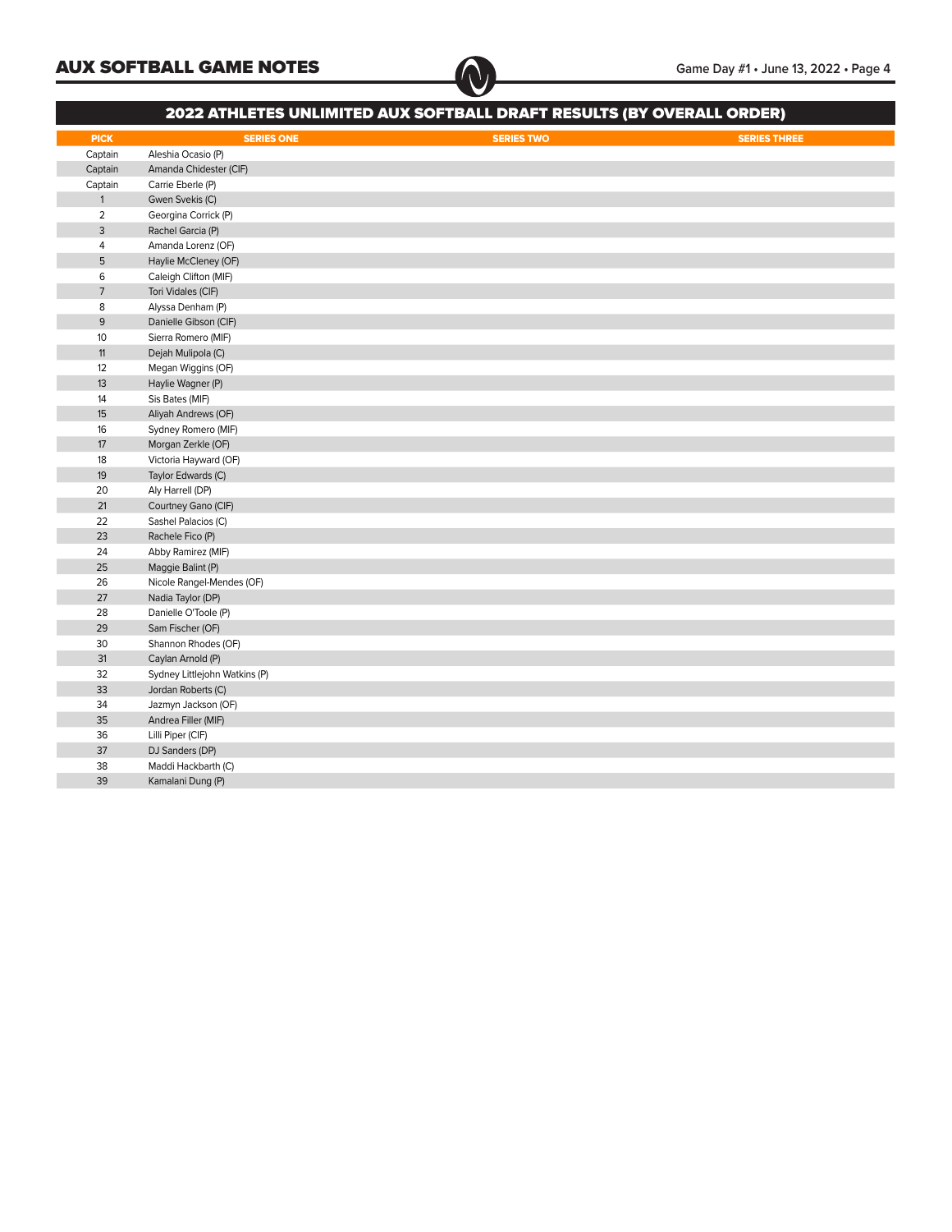## 2022 ATHLETES UNLIMITED AUX SOFTBALL DRAFT RESULTS (BY OVERALL ORDER)

| PICK | SERIES ONE | SERIES TWO | SERIES THREE |
|---|---|---|---|
| Captain | Aleshia Ocasio (P) | | |
| Captain | Amanda Chidester (CIF) | | |
| Captain | Carrie Eberle (P) | | |
| 1 | Gwen Svekis (C) | | |
| 2 | Georgina Corrick (P) | | |
| 3 | Rachel Garcia (P) | | |
| 4 | Amanda Lorenz (OF) | | |
| 5 | Haylie McCleney (OF) | | |
| 6 | Caleigh Clifton (MIF) | | |
| 7 | Tori Vidales (CIF) | | |
| 8 | Alyssa Denham (P) | | |
| 9 | Danielle Gibson (CIF) | | |
| 10 | Sierra Romero (MIF) | | |
| 11 | Dejah Mulipola (C) | | |
| 12 | Megan Wiggins (OF) | | |
| 13 | Haylie Wagner (P) | | |
| 14 | Sis Bates (MIF) | | |
| 15 | Aliyah Andrews (OF) | | |
| 16 | Sydney Romero (MIF) | | |
| 17 | Morgan Zerkle (OF) | | |
| 18 | Victoria Hayward (OF) | | |
| 19 | Taylor Edwards (C) | | |
| 20 | Aly Harrell (DP) | | |
| 21 | Courtney Gano (CIF) | | |
| 22 | Sashel Palacios (C) | | |
| 23 | Rachele Fico (P) | | |
| 24 | Abby Ramirez (MIF) | | |
| 25 | Maggie Balint (P) | | |
| 26 | Nicole Rangel-Mendes (OF) | | |
| 27 | Nadia Taylor (DP) | | |
| 28 | Danielle O'Toole (P) | | |
| 29 | Sam Fischer (OF) | | |
| 30 | Shannon Rhodes (OF) | | |
| 31 | Caylan Arnold (P) | | |
| 32 | Sydney Littlejohn Watkins (P) | | |
| 33 | Jordan Roberts (C) | | |
| 34 | Jazmyn Jackson (OF) | | |
| 35 | Andrea Filler (MIF) | | |
| 36 | Lilli Piper (CIF) | | |
| 37 | DJ Sanders (DP) | | |
| 38 | Maddi Hackbarth (C) | | |
| 39 | Kamalani Dung (P) | | |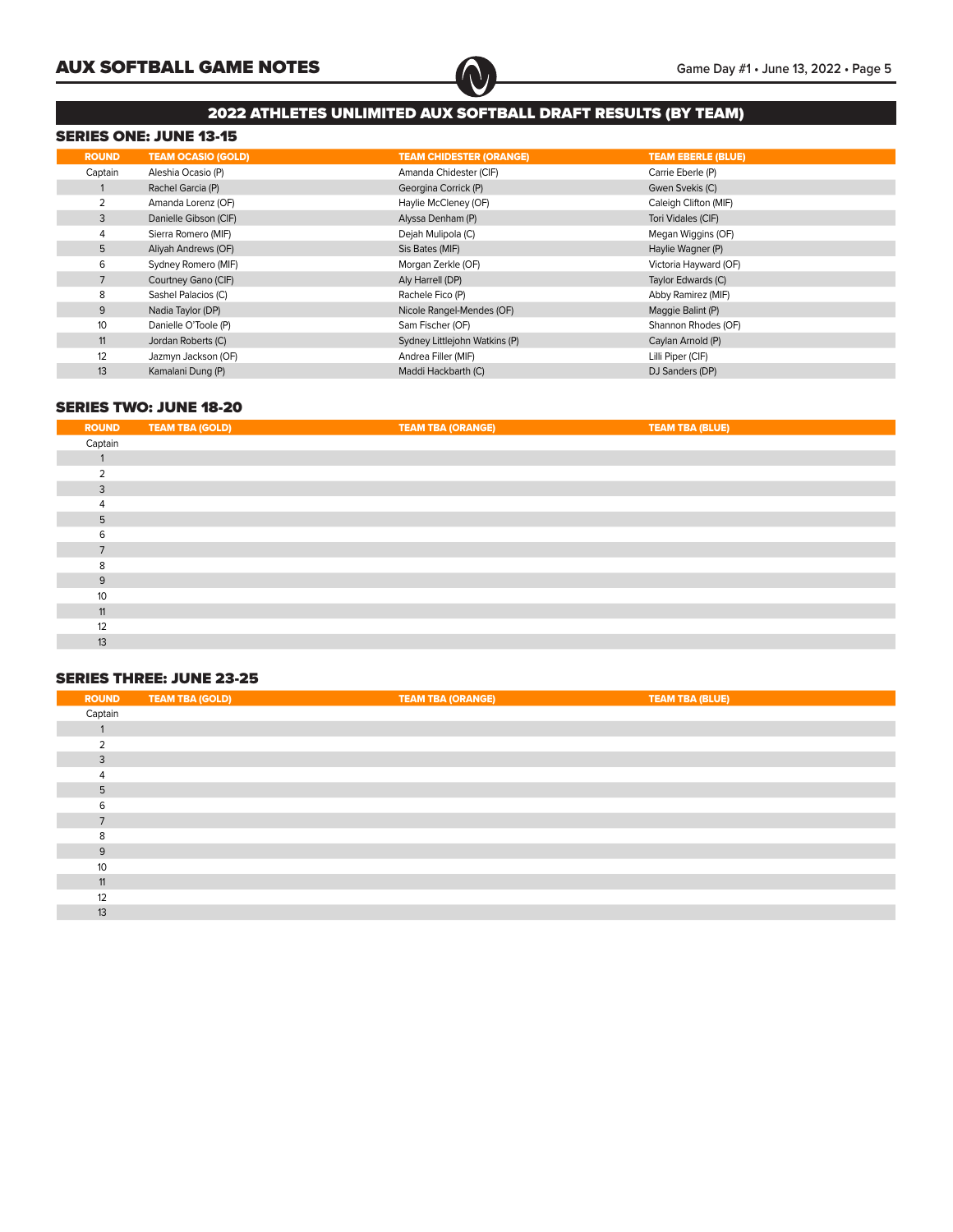## 2022 ATHLETES UNLIMITED AUX SOFTBALL DRAFT RESULTS (BY TEAM)

### SERIES ONE: JUNE 13-15

| ROUND | TEAM OCASIO (GOLD) | TEAM CHIDESTER (ORANGE) | TEAM EBERLE (BLUE) |
|---|---|---|---|
| Captain | Aleshia Ocasio (P) | Amanda Chidester (CIF) | Carrie Eberle (P) |
| 1 | Rachel Garcia (P) | Georgina Corrick (P) | Gwen Svekis (C) |
| 2 | Amanda Lorenz (OF) | Haylie McCleney (OF) | Caleigh Clifton (MIF) |
| 3 | Danielle Gibson (CIF) | Alyssa Denham (P) | Tori Vidales (CIF) |
| 4 | Sierra Romero (MIF) | Dejah Mulipola (C) | Megan Wiggins (OF) |
| 5 | Aliyah Andrews (OF) | Sis Bates (MIF) | Haylie Wagner (P) |
| 6 | Sydney Romero (MIF) | Morgan Zerkle (OF) | Victoria Hayward (OF) |
| 7 | Courtney Gano (CIF) | Aly Harrell (DP) | Taylor Edwards (C) |
| 8 | Sashel Palacios (C) | Rachele Fico (P) | Abby Ramirez (MIF) |
| 9 | Nadia Taylor (DP) | Nicole Rangel-Mendes (OF) | Maggie Balint (P) |
| 10 | Danielle O'Toole (P) | Sam Fischer (OF) | Shannon Rhodes (OF) |
| 11 | Jordan Roberts (C) | Sydney Littlejohn Watkins (P) | Caylan Arnold (P) |
| 12 | Jazmyn Jackson (OF) | Andrea Filler (MIF) | Lilli Piper (CIF) |
| 13 | Kamalani Dung (P) | Maddi Hackbarth (C) | DJ Sanders (DP) |

### SERIES TWO: JUNE 18-20

| ROUND | TEAM TBA (GOLD) | TEAM TBA (ORANGE) | TEAM TBA (BLUE) |
|---|---|---|---|
| Captain | | | |
| 1 | | | |
| 2 | | | |
| 3 | | | |
| 4 | | | |
| 5 | | | |
| 6 | | | |
| 7 | | | |
| 8 | | | |
| 9 | | | |
| 10 | | | |
| 11 | | | |
| 12 | | | |
| 13 | | | |

### SERIES THREE: JUNE 23-25

| ROUND | TEAM TBA (GOLD) | TEAM TBA (ORANGE) | TEAM TBA (BLUE) |
|---|---|---|---|
| Captain | | | |
| 1 | | | |
| 2 | | | |
| 3 | | | |
| 4 | | | |
| 5 | | | |
| 6 | | | |
| 7 | | | |
| 8 | | | |
| 9 | | | |
| 10 | | | |
| 11 | | | |
| 12 | | | |
| 13 | | | |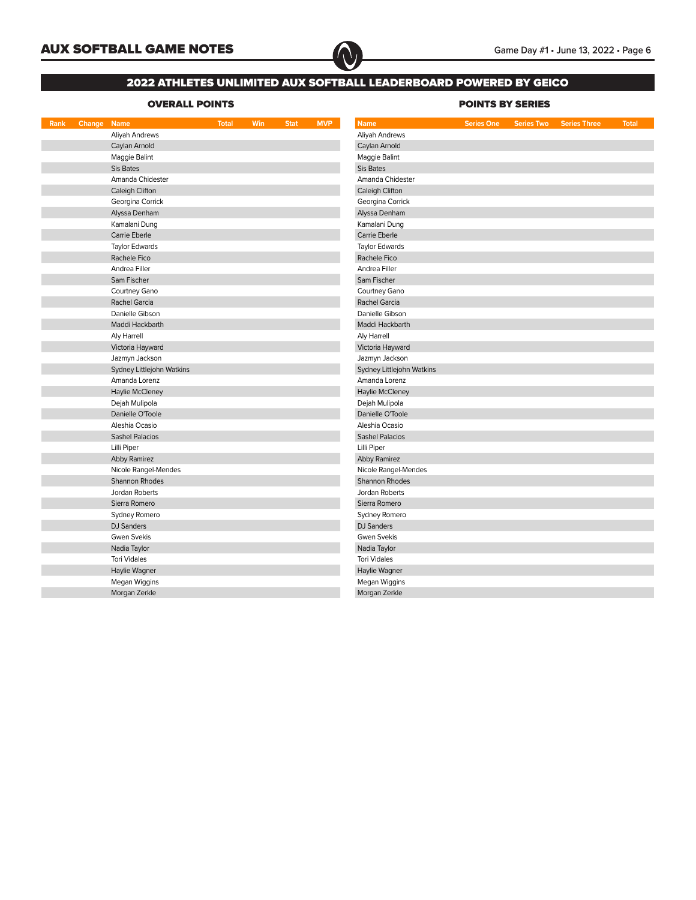## 2022 ATHLETES UNLIMITED AUX SOFTBALL LEADERBOARD POWERED BY GEICO

### OVERALL POINTS

| Rank | Change | Name | Total | Win | Stat | MVP |
|---|---|---|---|---|---|---|
| | | Aliyah Andrews | | | | |
| | | Caylan Arnold | | | | |
| | | Maggie Balint | | | | |
| | | Sis Bates | | | | |
| | | Amanda Chidester | | | | |
| | | Caleigh Clifton | | | | |
| | | Georgina Corrick | | | | |
| | | Alyssa Denham | | | | |
| | | Kamalani Dung | | | | |
| | | Carrie Eberle | | | | |
| | | Taylor Edwards | | | | |
| | | Rachele Fico | | | | |
| | | Andrea Filler | | | | |
| | | Sam Fischer | | | | |
| | | Courtney Gano | | | | |
| | | Rachel Garcia | | | | |
| | | Danielle Gibson | | | | |
| | | Maddi Hackbarth | | | | |
| | | Aly Harrell | | | | |
| | | Victoria Hayward | | | | |
| | | Jazmyn Jackson | | | | |
| | | Sydney Littlejohn Watkins | | | | |
| | | Amanda Lorenz | | | | |
| | | Haylie McCleney | | | | |
| | | Dejah Mulipola | | | | |
| | | Danielle O'Toole | | | | |
| | | Aleshia Ocasio | | | | |
| | | Sashel Palacios | | | | |
| | | Lilli Piper | | | | |
| | | Abby Ramirez | | | | |
| | | Nicole Rangel-Mendes | | | | |
| | | Shannon Rhodes | | | | |
| | | Jordan Roberts | | | | |
| | | Sierra Romero | | | | |
| | | Sydney Romero | | | | |
| | | DJ Sanders | | | | |
| | | Gwen Svekis | | | | |
| | | Nadia Taylor | | | | |
| | | Tori Vidales | | | | |
| | | Haylie Wagner | | | | |
| | | Megan Wiggins | | | | |
| | | Morgan Zerkle | | | | |

### POINTS BY SERIES

| Name | Series One | Series Two | Series Three | Total |
|---|---|---|---|---|
| Aliyah Andrews | | | | |
| Caylan Arnold | | | | |
| Maggie Balint | | | | |
| Sis Bates | | | | |
| Amanda Chidester | | | | |
| Caleigh Clifton | | | | |
| Georgina Corrick | | | | |
| Alyssa Denham | | | | |
| Kamalani Dung | | | | |
| Carrie Eberle | | | | |
| Taylor Edwards | | | | |
| Rachele Fico | | | | |
| Andrea Filler | | | | |
| Sam Fischer | | | | |
| Courtney Gano | | | | |
| Rachel Garcia | | | | |
| Danielle Gibson | | | | |
| Maddi Hackbarth | | | | |
| Aly Harrell | | | | |
| Victoria Hayward | | | | |
| Jazmyn Jackson | | | | |
| Sydney Littlejohn Watkins | | | | |
| Amanda Lorenz | | | | |
| Haylie McCleney | | | | |
| Dejah Mulipola | | | | |
| Danielle O'Toole | | | | |
| Aleshia Ocasio | | | | |
| Sashel Palacios | | | | |
| Lilli Piper | | | | |
| Abby Ramirez | | | | |
| Nicole Rangel-Mendes | | | | |
| Shannon Rhodes | | | | |
| Jordan Roberts | | | | |
| Sierra Romero | | | | |
| Sydney Romero | | | | |
| DJ Sanders | | | | |
| Gwen Svekis | | | | |
| Nadia Taylor | | | | |
| Tori Vidales | | | | |
| Haylie Wagner | | | | |
| Megan Wiggins | | | | |
| Morgan Zerkle | | | | |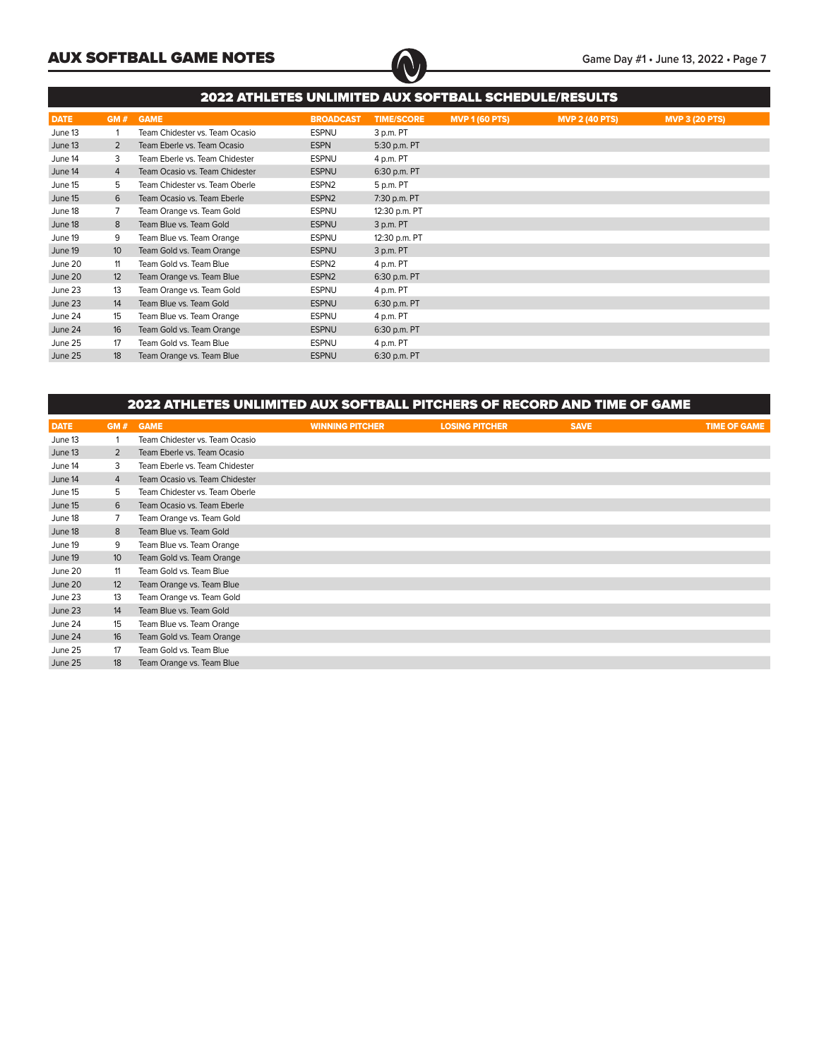## 2022 ATHLETES UNLIMITED AUX SOFTBALL SCHEDULE/RESULTS

| DATE | GM # | GAME | BROADCAST | TIME/SCORE | MVP 1 (60 PTS) | MVP 2 (40 PTS) | MVP 3 (20 PTS) |
|---|---|---|---|---|---|---|---|
| June 13 | 1 | Team Chidester vs. Team Ocasio | ESPNU | 3 p.m. PT | | | |
| June 13 | 2 | Team Eberle vs. Team Ocasio | ESPN | 5:30 p.m. PT | | | |
| June 14 | 3 | Team Eberle vs. Team Chidester | ESPNU | 4 p.m. PT | | | |
| June 14 | 4 | Team Ocasio vs. Team Chidester | ESPNU | 6:30 p.m. PT | | | |
| June 15 | 5 | Team Chidester vs. Team Oberle | ESPN2 | 5 p.m. PT | | | |
| June 15 | 6 | Team Ocasio vs. Team Eberle | ESPN2 | 7:30 p.m. PT | | | |
| June 18 | 7 | Team Orange vs. Team Gold | ESPNU | 12:30 p.m. PT | | | |
| June 18 | 8 | Team Blue vs. Team Gold | ESPNU | 3 p.m. PT | | | |
| June 19 | 9 | Team Blue vs. Team Orange | ESPNU | 12:30 p.m. PT | | | |
| June 19 | 10 | Team Gold vs. Team Orange | ESPNU | 3 p.m. PT | | | |
| June 20 | 11 | Team Gold vs. Team Blue | ESPN2 | 4 p.m. PT | | | |
| June 20 | 12 | Team Orange vs. Team Blue | ESPN2 | 6:30 p.m. PT | | | |
| June 23 | 13 | Team Orange vs. Team Gold | ESPNU | 4 p.m. PT | | | |
| June 23 | 14 | Team Blue vs. Team Gold | ESPNU | 6:30 p.m. PT | | | |
| June 24 | 15 | Team Blue vs. Team Orange | ESPNU | 4 p.m. PT | | | |
| June 24 | 16 | Team Gold vs. Team Orange | ESPNU | 6:30 p.m. PT | | | |
| June 25 | 17 | Team Gold vs. Team Blue | ESPNU | 4 p.m. PT | | | |
| June 25 | 18 | Team Orange vs. Team Blue | ESPNU | 6:30 p.m. PT | | | |

## 2022 ATHLETES UNLIMITED AUX SOFTBALL PITCHERS OF RECORD AND TIME OF GAME

| DATE | GM # | GAME | WINNING PITCHER | LOSING PITCHER | SAVE | TIME OF GAME |
|---|---|---|---|---|---|---|
| June 13 | 1 | Team Chidester vs. Team Ocasio | | | | |
| June 13 | 2 | Team Eberle vs. Team Ocasio | | | | |
| June 14 | 3 | Team Eberle vs. Team Chidester | | | | |
| June 14 | 4 | Team Ocasio vs. Team Chidester | | | | |
| June 15 | 5 | Team Chidester vs. Team Oberle | | | | |
| June 15 | 6 | Team Ocasio vs. Team Eberle | | | | |
| June 18 | 7 | Team Orange vs. Team Gold | | | | |
| June 18 | 8 | Team Blue vs. Team Gold | | | | |
| June 19 | 9 | Team Blue vs. Team Orange | | | | |
| June 19 | 10 | Team Gold vs. Team Orange | | | | |
| June 20 | 11 | Team Gold vs. Team Blue | | | | |
| June 20 | 12 | Team Orange vs. Team Blue | | | | |
| June 23 | 13 | Team Orange vs. Team Gold | | | | |
| June 23 | 14 | Team Blue vs. Team Gold | | | | |
| June 24 | 15 | Team Blue vs. Team Orange | | | | |
| June 24 | 16 | Team Gold vs. Team Orange | | | | |
| June 25 | 17 | Team Gold vs. Team Blue | | | | |
| June 25 | 18 | Team Orange vs. Team Blue | | | | |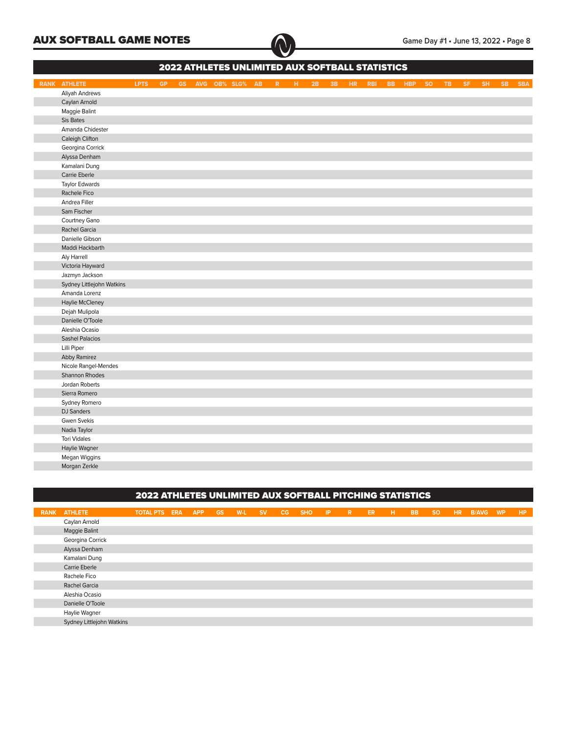## 2022 ATHLETES UNLIMITED AUX SOFTBALL STATISTICS

| RANK | ATHLETE | LPTS | GP | GS | AVG | OB% | SLG% | AB | R | H | 2B | 3B | HR | RBI | BB | HBP | SO | TB | SF | SH | SB | SBA |
|---|---|---|---|---|---|---|---|---|---|---|---|---|---|---|---|---|---|---|---|---|---|---|
| | Aliyah Andrews | | | | | | | | | | | | | | | | | | | | | |
| | Caylan Arnold | | | | | | | | | | | | | | | | | | | | | |
| | Maggie Balint | | | | | | | | | | | | | | | | | | | | | |
| | Sis Bates | | | | | | | | | | | | | | | | | | | | | |
| | Amanda Chidester | | | | | | | | | | | | | | | | | | | | | |
| | Caleigh Clifton | | | | | | | | | | | | | | | | | | | | | |
| | Georgina Corrick | | | | | | | | | | | | | | | | | | | | | |
| | Alyssa Denham | | | | | | | | | | | | | | | | | | | | | |
| | Kamalani Dung | | | | | | | | | | | | | | | | | | | | | |
| | Carrie Eberle | | | | | | | | | | | | | | | | | | | | | |
| | Taylor Edwards | | | | | | | | | | | | | | | | | | | | | |
| | Rachele Fico | | | | | | | | | | | | | | | | | | | | | |
| | Andrea Filler | | | | | | | | | | | | | | | | | | | | | |
| | Sam Fischer | | | | | | | | | | | | | | | | | | | | | |
| | Courtney Gano | | | | | | | | | | | | | | | | | | | | | |
| | Rachel Garcia | | | | | | | | | | | | | | | | | | | | | |
| | Danielle Gibson | | | | | | | | | | | | | | | | | | | | | |
| | Maddi Hackbarth | | | | | | | | | | | | | | | | | | | | | |
| | Aly Harrell | | | | | | | | | | | | | | | | | | | | | |
| | Victoria Hayward | | | | | | | | | | | | | | | | | | | | | |
| | Jazmyn Jackson | | | | | | | | | | | | | | | | | | | | | |
| | Sydney Littlejohn Watkins | | | | | | | | | | | | | | | | | | | | | |
| | Amanda Lorenz | | | | | | | | | | | | | | | | | | | | | |
| | Haylie McCleney | | | | | | | | | | | | | | | | | | | | | |
| | Dejah Mulipola | | | | | | | | | | | | | | | | | | | | | |
| | Danielle O'Toole | | | | | | | | | | | | | | | | | | | | | |
| | Aleshia Ocasio | | | | | | | | | | | | | | | | | | | | | |
| | Sashel Palacios | | | | | | | | | | | | | | | | | | | | | |
| | Lilli Piper | | | | | | | | | | | | | | | | | | | | | |
| | Abby Ramirez | | | | | | | | | | | | | | | | | | | | | |
| | Nicole Rangel-Mendes | | | | | | | | | | | | | | | | | | | | | |
| | Shannon Rhodes | | | | | | | | | | | | | | | | | | | | | |
| | Jordan Roberts | | | | | | | | | | | | | | | | | | | | | |
| | Sierra Romero | | | | | | | | | | | | | | | | | | | | | |
| | Sydney Romero | | | | | | | | | | | | | | | | | | | | | |
| | DJ Sanders | | | | | | | | | | | | | | | | | | | | | |
| | Gwen Svekis | | | | | | | | | | | | | | | | | | | | | |
| | Nadia Taylor | | | | | | | | | | | | | | | | | | | | | |
| | Tori Vidales | | | | | | | | | | | | | | | | | | | | | |
| | Haylie Wagner | | | | | | | | | | | | | | | | | | | | | |
| | Megan Wiggins | | | | | | | | | | | | | | | | | | | | | |
| | Morgan Zerkle | | | | | | | | | | | | | | | | | | | | | |

## 2022 ATHLETES UNLIMITED AUX SOFTBALL PITCHING STATISTICS

| RANK | ATHLETE | TOTAL PTS | ERA | APP | GS | W-L | SV | CG | SHO | IP | R | ER | H | BB | SO | HR | B/AVG | WP | HP |
|---|---|---|---|---|---|---|---|---|---|---|---|---|---|---|---|---|---|---|---|
| | Caylan Arnold | | | | | | | | | | | | | | | | | | |
| | Maggie Balint | | | | | | | | | | | | | | | | | | |
| | Georgina Corrick | | | | | | | | | | | | | | | | | | |
| | Alyssa Denham | | | | | | | | | | | | | | | | | | |
| | Kamalani Dung | | | | | | | | | | | | | | | | | | |
| | Carrie Eberle | | | | | | | | | | | | | | | | | | |
| | Rachele Fico | | | | | | | | | | | | | | | | | | |
| | Rachel Garcia | | | | | | | | | | | | | | | | | | |
| | Aleshia Ocasio | | | | | | | | | | | | | | | | | | |
| | Danielle O'Toole | | | | | | | | | | | | | | | | | | |
| | Haylie Wagner | | | | | | | | | | | | | | | | | | |
| | Sydney Littlejohn Watkins | | | | | | | | | | | | | | | | | | |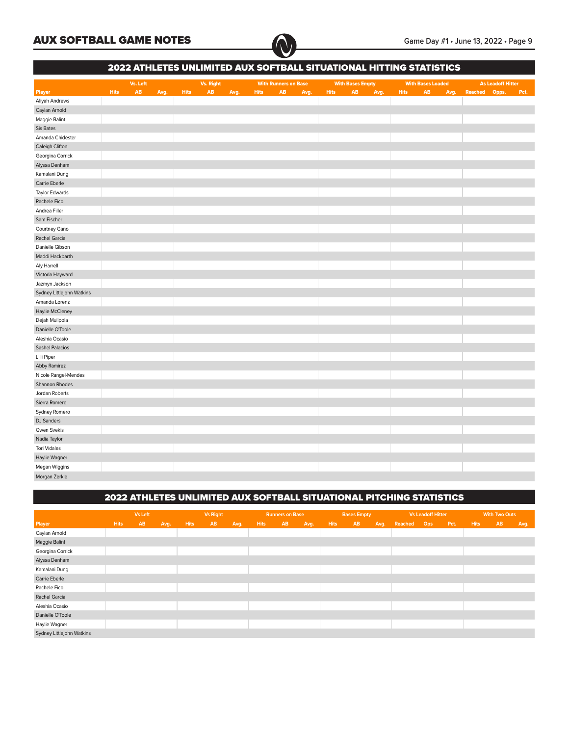## 2022 ATHLETES UNLIMITED AUX SOFTBALL SITUATIONAL HITTING STATISTICS

| | Vs. Left | | | Vs. Right | | | With Runners on Base | | | With Bases Empty | | | With Bases Loaded | | | As Leadoff Hitter | | |
|---|---|---|---|---|---|---|---|---|---|---|---|---|---|---|---|---|---|---|
| Player | Hits | AB | Avg. | Hits | AB | Avg. | Hits | AB | Avg. | Hits | AB | Avg. | Hits | AB | Avg. | Reached | Opps. | Pct. |
| Aliyah Andrews | | | | | | | | | | | | | | | | | | |
| Caylan Arnold | | | | | | | | | | | | | | | | | | |
| Maggie Balint | | | | | | | | | | | | | | | | | | |
| Sis Bates | | | | | | | | | | | | | | | | | | |
| Amanda Chidester | | | | | | | | | | | | | | | | | | |
| Caleigh Clifton | | | | | | | | | | | | | | | | | | |
| Georgina Corrick | | | | | | | | | | | | | | | | | | |
| Alyssa Denham | | | | | | | | | | | | | | | | | | |
| Kamalani Dung | | | | | | | | | | | | | | | | | | |
| Carrie Eberle | | | | | | | | | | | | | | | | | | |
| Taylor Edwards | | | | | | | | | | | | | | | | | | |
| Rachele Fico | | | | | | | | | | | | | | | | | | |
| Andrea Filler | | | | | | | | | | | | | | | | | | |
| Sam Fischer | | | | | | | | | | | | | | | | | | |
| Courtney Gano | | | | | | | | | | | | | | | | | | |
| Rachel Garcia | | | | | | | | | | | | | | | | | | |
| Danielle Gibson | | | | | | | | | | | | | | | | | | |
| Maddi Hackbarth | | | | | | | | | | | | | | | | | | |
| Aly Harrell | | | | | | | | | | | | | | | | | | |
| Victoria Hayward | | | | | | | | | | | | | | | | | | |
| Jazmyn Jackson | | | | | | | | | | | | | | | | | | |
| Sydney Littlejohn Watkins | | | | | | | | | | | | | | | | | | |
| Amanda Lorenz | | | | | | | | | | | | | | | | | | |
| Haylie McCleney | | | | | | | | | | | | | | | | | | |
| Dejah Mulipola | | | | | | | | | | | | | | | | | | |
| Danielle O'Toole | | | | | | | | | | | | | | | | | | |
| Aleshia Ocasio | | | | | | | | | | | | | | | | | | |
| Sashel Palacios | | | | | | | | | | | | | | | | | | |
| Lilli Piper | | | | | | | | | | | | | | | | | | |
| Abby Ramirez | | | | | | | | | | | | | | | | | | |
| Nicole Rangel-Mendes | | | | | | | | | | | | | | | | | | |
| Shannon Rhodes | | | | | | | | | | | | | | | | | | |
| Jordan Roberts | | | | | | | | | | | | | | | | | | |
| Sierra Romero | | | | | | | | | | | | | | | | | | |
| Sydney Romero | | | | | | | | | | | | | | | | | | |
| DJ Sanders | | | | | | | | | | | | | | | | | | |
| Gwen Svekis | | | | | | | | | | | | | | | | | | |
| Nadia Taylor | | | | | | | | | | | | | | | | | | |
| Tori Vidales | | | | | | | | | | | | | | | | | | |
| Haylie Wagner | | | | | | | | | | | | | | | | | | |
| Megan Wiggins | | | | | | | | | | | | | | | | | | |
| Morgan Zerkle | | | | | | | | | | | | | | | | | | |

## 2022 ATHLETES UNLIMITED AUX SOFTBALL SITUATIONAL PITCHING STATISTICS

| | Vs Left | | | Vs Right | | | Runners on Base | | | Bases Empty | | | Vs Leadoff Hitter | | | With Two Outs | | |
|---|---|---|---|---|---|---|---|---|---|---|---|---|---|---|---|---|---|---|
| Player | Hits | AB | Avg. | Hits | AB | Avg. | Hits | AB | Avg. | Hits | AB | Avg. | Reached | Ops | Pct. | Hits | AB | Avg. |
| Caylan Arnold | | | | | | | | | | | | | | | | | | |
| Maggie Balint | | | | | | | | | | | | | | | | | | |
| Georgina Corrick | | | | | | | | | | | | | | | | | | |
| Alyssa Denham | | | | | | | | | | | | | | | | | | |
| Kamalani Dung | | | | | | | | | | | | | | | | | | |
| Carrie Eberle | | | | | | | | | | | | | | | | | | |
| Rachele Fico | | | | | | | | | | | | | | | | | | |
| Rachel Garcia | | | | | | | | | | | | | | | | | | |
| Aleshia Ocasio | | | | | | | | | | | | | | | | | | |
| Danielle O'Toole | | | | | | | | | | | | | | | | | | |
| Haylie Wagner | | | | | | | | | | | | | | | | | | |
| Sydney Littlejohn Watkins | | | | | | | | | | | | | | | | | | |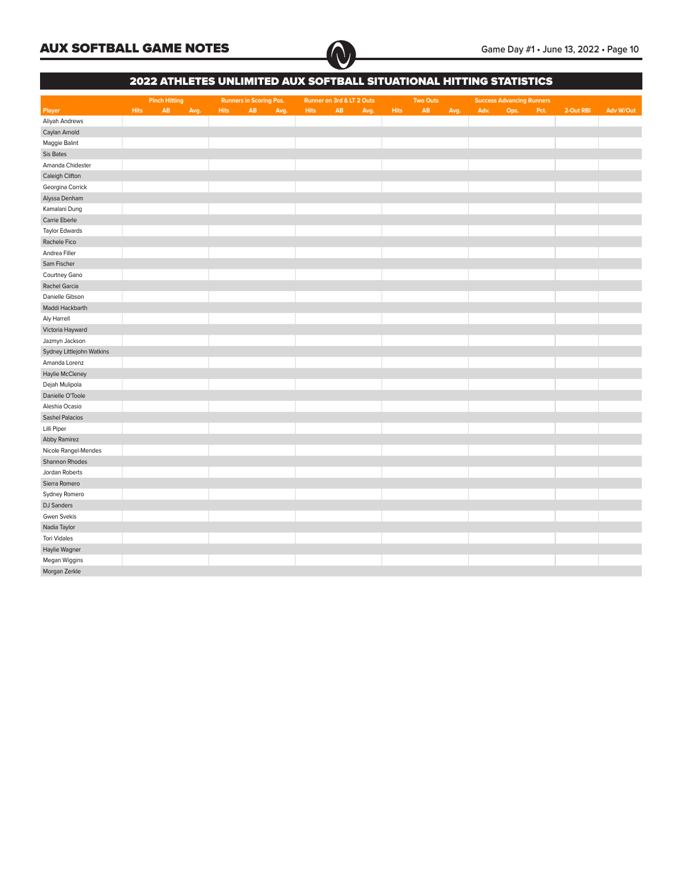## 2022 ATHLETES UNLIMITED AUX SOFTBALL SITUATIONAL HITTING STATISTICS

| | Pinch Hitting | | | Runners in Scoring Pos. | | | Runner on 3rd & LT 2 Outs | | | Two Outs | | | Success Advancing Runners | | | | |
|---|---|---|---|---|---|---|---|---|---|---|---|---|---|---|---|---|---|
| Player | Hits | AB | Avg. | Hits | AB | Avg. | Hits | AB | Avg. | Hits | AB | Avg. | Adv. | Ops. | Pct. | 2-Out RBI | Adv W/Out |
| Aliyah Andrews | | | | | | | | | | | | | | | | | |
| Caylan Arnold | | | | | | | | | | | | | | | | | |
| Maggie Balint | | | | | | | | | | | | | | | | | |
| Sis Bates | | | | | | | | | | | | | | | | | |
| Amanda Chidester | | | | | | | | | | | | | | | | | |
| Caleigh Clifton | | | | | | | | | | | | | | | | | |
| Georgina Corrick | | | | | | | | | | | | | | | | | |
| Alyssa Denham | | | | | | | | | | | | | | | | | |
| Kamalani Dung | | | | | | | | | | | | | | | | | |
| Carrie Eberle | | | | | | | | | | | | | | | | | |
| Taylor Edwards | | | | | | | | | | | | | | | | | |
| Rachele Fico | | | | | | | | | | | | | | | | | |
| Andrea Filler | | | | | | | | | | | | | | | | | |
| Sam Fischer | | | | | | | | | | | | | | | | | |
| Courtney Gano | | | | | | | | | | | | | | | | | |
| Rachel Garcia | | | | | | | | | | | | | | | | | |
| Danielle Gibson | | | | | | | | | | | | | | | | | |
| Maddi Hackbarth | | | | | | | | | | | | | | | | | |
| Aly Harrell | | | | | | | | | | | | | | | | | |
| Victoria Hayward | | | | | | | | | | | | | | | | | |
| Jazmyn Jackson | | | | | | | | | | | | | | | | | |
| Sydney Littlejohn Watkins | | | | | | | | | | | | | | | | | |
| Amanda Lorenz | | | | | | | | | | | | | | | | | |
| Haylie McCleney | | | | | | | | | | | | | | | | | |
| Dejah Mulipola | | | | | | | | | | | | | | | | | |
| Danielle O'Toole | | | | | | | | | | | | | | | | | |
| Aleshia Ocasio | | | | | | | | | | | | | | | | | |
| Sashel Palacios | | | | | | | | | | | | | | | | | |
| Lilli Piper | | | | | | | | | | | | | | | | | |
| Abby Ramirez | | | | | | | | | | | | | | | | | |
| Nicole Rangel-Mendes | | | | | | | | | | | | | | | | | |
| Shannon Rhodes | | | | | | | | | | | | | | | | | |
| Jordan Roberts | | | | | | | | | | | | | | | | | |
| Sierra Romero | | | | | | | | | | | | | | | | | |
| Sydney Romero | | | | | | | | | | | | | | | | | |
| DJ Sanders | | | | | | | | | | | | | | | | | |
| Gwen Svekis | | | | | | | | | | | | | | | | | |
| Nadia Taylor | | | | | | | | | | | | | | | | | |
| Tori Vidales | | | | | | | | | | | | | | | | | |
| Haylie Wagner | | | | | | | | | | | | | | | | | |
| Megan Wiggins | | | | | | | | | | | | | | | | | |
| Morgan Zerkle | | | | | | | | | | | | | | | | | |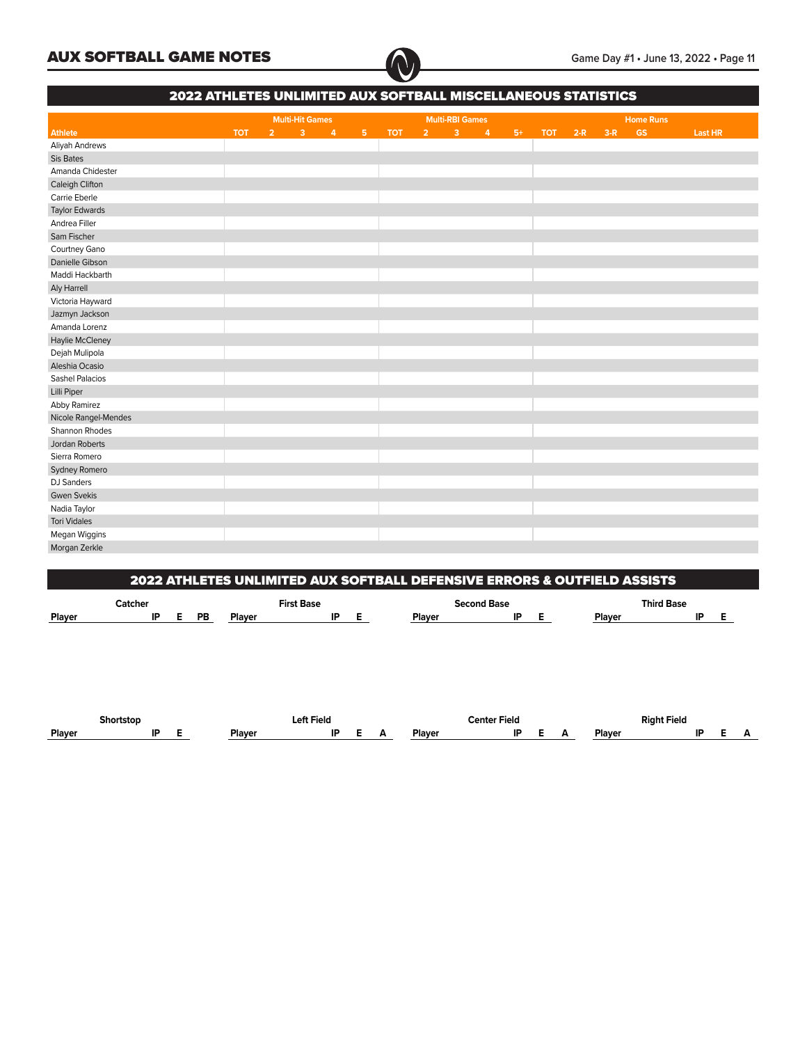## 2022 ATHLETES UNLIMITED AUX SOFTBALL MISCELLANEOUS STATISTICS

| Athlete | Multi-Hit Games | | | | | Multi-RBI Games | | | | | Home Runs | | | | |
|---|---|---|---|---|---|---|---|---|---|---|---|---|---|---|---|
| | TOT | 2 | 3 | 4 | 5 | TOT | 2 | 3 | 4 | 5+ | TOT | 2-R | 3-R | GS | Last HR |
| Aliyah Andrews | | | | | | | | | | | | | | | |
| Sis Bates | | | | | | | | | | | | | | | |
| Amanda Chidester | | | | | | | | | | | | | | | |
| Caleigh Clifton | | | | | | | | | | | | | | | |
| Carrie Eberle | | | | | | | | | | | | | | | |
| Taylor Edwards | | | | | | | | | | | | | | | |
| Andrea Filler | | | | | | | | | | | | | | | |
| Sam Fischer | | | | | | | | | | | | | | | |
| Courtney Gano | | | | | | | | | | | | | | | |
| Danielle Gibson | | | | | | | | | | | | | | | |
| Maddi Hackbarth | | | | | | | | | | | | | | | |
| Aly Harrell | | | | | | | | | | | | | | | |
| Victoria Hayward | | | | | | | | | | | | | | | |
| Jazmyn Jackson | | | | | | | | | | | | | | | |
| Amanda Lorenz | | | | | | | | | | | | | | | |
| Haylie McCleney | | | | | | | | | | | | | | | |
| Dejah Mulipola | | | | | | | | | | | | | | | |
| Aleshia Ocasio | | | | | | | | | | | | | | | |
| Sashel Palacios | | | | | | | | | | | | | | | |
| Lilli Piper | | | | | | | | | | | | | | | |
| Abby Ramirez | | | | | | | | | | | | | | | |
| Nicole Rangel-Mendes | | | | | | | | | | | | | | | |
| Shannon Rhodes | | | | | | | | | | | | | | | |
| Jordan Roberts | | | | | | | | | | | | | | | |
| Sierra Romero | | | | | | | | | | | | | | | |
| Sydney Romero | | | | | | | | | | | | | | | |
| DJ Sanders | | | | | | | | | | | | | | | |
| Gwen Svekis | | | | | | | | | | | | | | | |
| Nadia Taylor | | | | | | | | | | | | | | | |
| Tori Vidales | | | | | | | | | | | | | | | |
| Megan Wiggins | | | | | | | | | | | | | | | |
| Morgan Zerkle | | | | | | | | | | | | | | | |

## 2022 ATHLETES UNLIMITED AUX SOFTBALL DEFENSIVE ERRORS & OUTFIELD ASSISTS

**Catcher**

| Player | IP | E | PB |
|---|---|---|---|

**First Base**

| Player | IP | E |
|---|---|---|

**Second Base**

| Player | IP | E |
|---|---|---|

**Third Base**

| Player | IP | E |
|---|---|---|

**Shortstop**

| Player | IP | E |
|---|---|---|

**Left Field**

| Player | IP | E | A |
|---|---|---|---|

**Center Field**

| Player | IP | E | A |
|---|---|---|---|

**Right Field**

| Player | IP | E | A |
|---|---|---|---|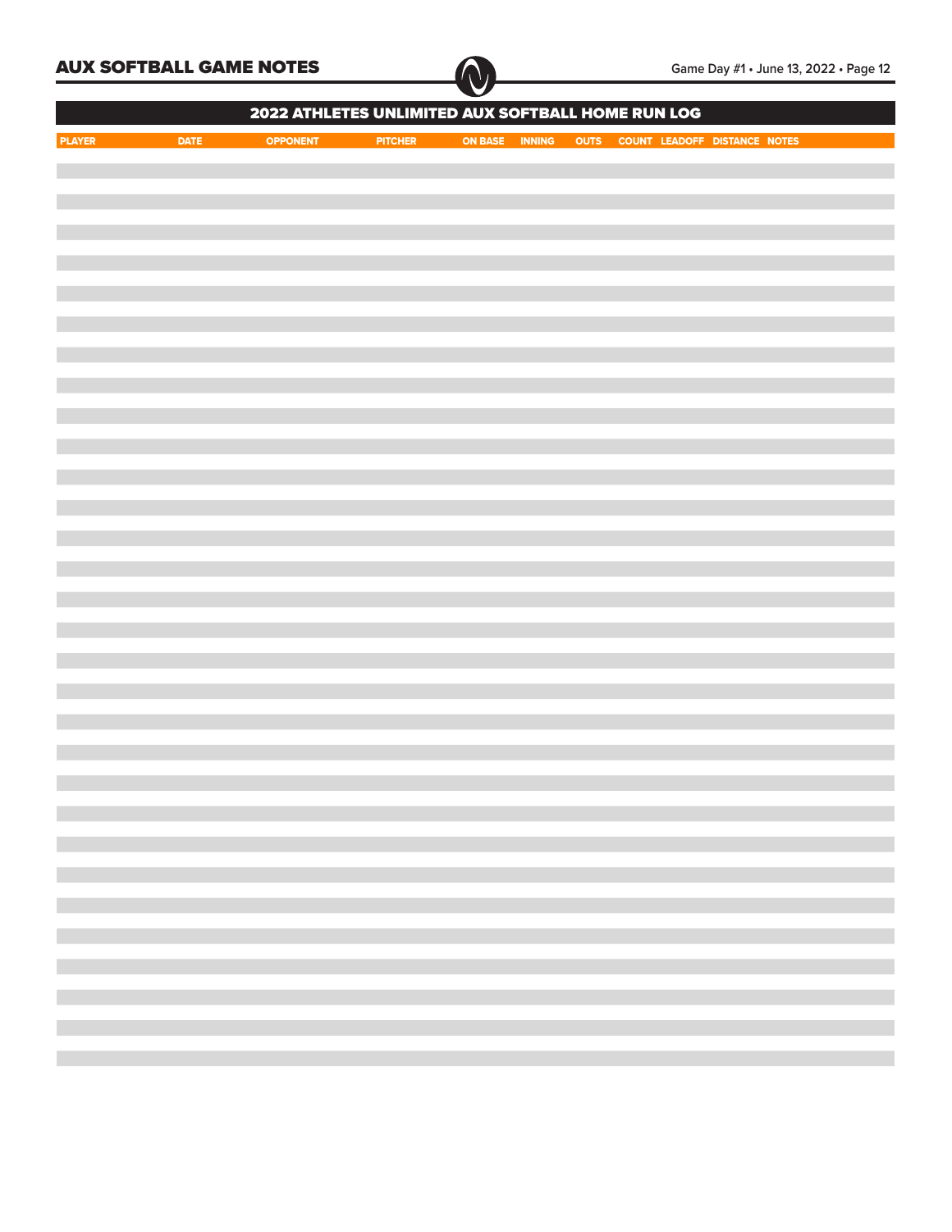## 2022 ATHLETES UNLIMITED AUX SOFTBALL HOME RUN LOG

| PLAYER | DATE | OPPONENT | PITCHER | ON BASE | INNING | OUTS | COUNT | LEADOFF | DISTANCE | NOTES |
|---|---|---|---|---|---|---|---|---|---|---|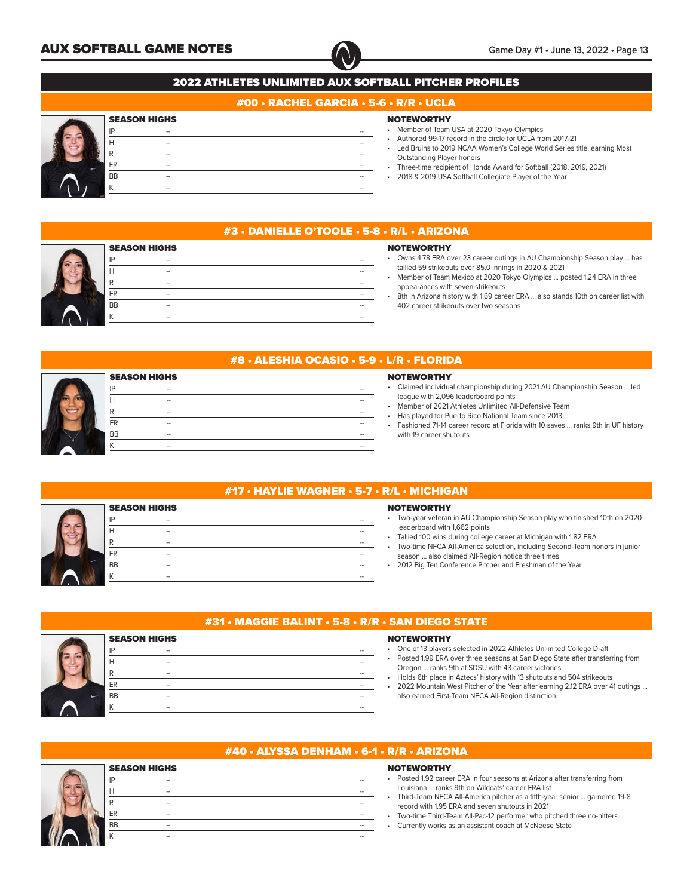## 2022 ATHLETES UNLIMITED AUX SOFTBALL PITCHER PROFILES

### #00 • RACHEL GARCIA • 5-6 • R/R • UCLA

**SEASON HIGHS**

| | | |
|---|---|---|
| IP | -- | -- |
| H | -- | -- |
| R | -- | -- |
| ER | -- | -- |
| BB | -- | -- |
| K | -- | -- |

**NOTEWORTHY**

- Member of Team USA at 2020 Tokyo Olympics
- Authored 99-17 record in the circle for UCLA from 2017-21
- Led Bruins to 2019 NCAA Women's College World Series title, earning Most Outstanding Player honors
- Three-time recipient of Honda Award for Softball (2018, 2019, 2021)
- 2018 & 2019 USA Softball Collegiate Player of the Year

### #3 • DANIELLE O'TOOLE • 5-8 • R/L • ARIZONA

**SEASON HIGHS**

| | | |
|---|---|---|
| IP | -- | -- |
| H | -- | -- |
| R | -- | -- |
| ER | -- | -- |
| BB | -- | -- |
| K | -- | -- |

**NOTEWORTHY**

- Owns 4.78 ERA over 23 career outings in AU Championship Season play ... has tallied 59 strikeouts over 85.0 innings in 2020 & 2021
- Member of Team Mexico at 2020 Tokyo Olympics ... posted 1.24 ERA in three appearances with seven strikeouts
- 8th in Arizona history with 1.69 career ERA ... also stands 10th on career list with 402 career strikeouts over two seasons

### #8 • ALESHIA OCASIO • 5-9 • L/R • FLORIDA

**SEASON HIGHS**

| | | |
|---|---|---|
| IP | -- | -- |
| H | -- | -- |
| R | -- | -- |
| ER | -- | -- |
| BB | -- | -- |
| K | -- | -- |

**NOTEWORTHY**

- Claimed individual championship during 2021 AU Championship Season ... led league with 2,096 leaderboard points
- Member of 2021 Athletes Unlimited All-Defensive Team
- Has played for Puerto Rico National Team since 2013
- Fashioned 71-14 career record at Florida with 10 saves ... ranks 9th in UF history with 19 career shutouts

### #17 • HAYLIE WAGNER • 5-7 • R/L • MICHIGAN

**SEASON HIGHS**

| | | |
|---|---|---|
| IP | -- | -- |
| H | -- | -- |
| R | -- | -- |
| ER | -- | -- |
| BB | -- | -- |
| K | -- | -- |

**NOTEWORTHY**

- Two-year veteran in AU Championship Season play who finished 10th on 2020 leaderboard with 1,662 points
- Tallied 100 wins during college career at Michigan with 1.82 ERA
- Two-time NFCA All-America selection, including Second-Team honors in junior season ... also claimed All-Region notice three times
- 2012 Big Ten Conference Pitcher and Freshman of the Year

### #31 • MAGGIE BALINT • 5-8 • R/R • SAN DIEGO STATE

**SEASON HIGHS**

| | | |
|---|---|---|
| IP | -- | -- |
| H | -- | -- |
| R | -- | -- |
| ER | -- | -- |
| BB | -- | -- |
| K | -- | -- |

**NOTEWORTHY**

- One of 13 players selected in 2022 Athletes Unlimited College Draft
- Posted 1.99 ERA over three seasons at San Diego State after transferring from Oregon ... ranks 9th at SDSU with 43 career victories
- Holds 6th place in Aztecs' history with 13 shutouts and 504 strikeouts
- 2022 Mountain West Pitcher of the Year after earning 2.12 ERA over 41 outings ... also earned First-Team NFCA All-Region distinction

### #40 • ALYSSA DENHAM • 6-1 • R/R • ARIZONA

**SEASON HIGHS**

| | | |
|---|---|---|
| IP | -- | -- |
| H | -- | -- |
| R | -- | -- |
| ER | -- | -- |
| BB | -- | -- |
| K | -- | -- |

**NOTEWORTHY**

- Posted 1.92 career ERA in four seasons at Arizona after transferring from Louisiana ... ranks 9th on Wildcats' career ERA list
- Third-Team NFCA All-America pitcher as a fifth-year senior ... garnered 19-8 record with 1.95 ERA and seven shutouts in 2021
- Two-time Third-Team All-Pac-12 performer who pitched three no-hitters
- Currently works as an assistant coach at McNeese State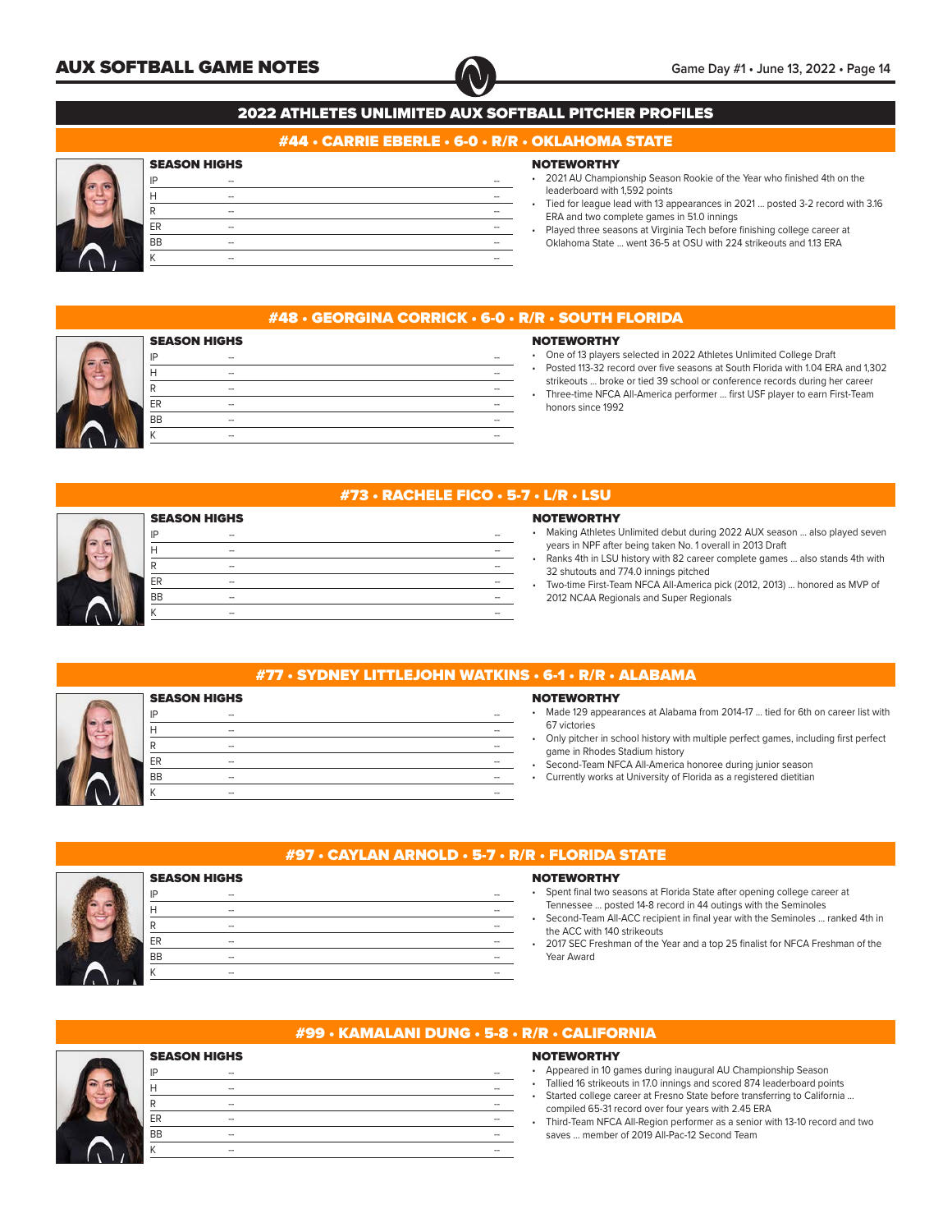## 2022 ATHLETES UNLIMITED AUX SOFTBALL PITCHER PROFILES

### #44 • CARRIE EBERLE • 6-0 • R/R • OKLAHOMA STATE

**SEASON HIGHS**

| | | |
|---|---|---|
| IP | -- | -- |
| H | -- | -- |
| R | -- | -- |
| ER | -- | -- |
| BB | -- | -- |
| K | -- | -- |

**NOTEWORTHY**

- 2021 AU Championship Season Rookie of the Year who finished 4th on the leaderboard with 1,592 points
- Tied for league lead with 13 appearances in 2021 ... posted 3-2 record with 3.16 ERA and two complete games in 51.0 innings
- Played three seasons at Virginia Tech before finishing college career at Oklahoma State ... went 36-5 at OSU with 224 strikeouts and 1.13 ERA

### #48 • GEORGINA CORRICK • 6-0 • R/R • SOUTH FLORIDA

**SEASON HIGHS**

| | | |
|---|---|---|
| IP | -- | -- |
| H | -- | -- |
| R | -- | -- |
| ER | -- | -- |
| BB | -- | -- |
| K | -- | -- |

**NOTEWORTHY**

- One of 13 players selected in 2022 Athletes Unlimited College Draft
- Posted 113-32 record over five seasons at South Florida with 1.04 ERA and 1,302 strikeouts ... broke or tied 39 school or conference records during her career
- Three-time NFCA All-America performer ... first USF player to earn First-Team honors since 1992

### #73 • RACHELE FICO • 5-7 • L/R • LSU

**SEASON HIGHS**

| | | |
|---|---|---|
| IP | -- | -- |
| H | -- | -- |
| R | -- | -- |
| ER | -- | -- |
| BB | -- | -- |
| K | -- | -- |

**NOTEWORTHY**

- Making Athletes Unlimited debut during 2022 AUX season ... also played seven years in NPF after being taken No. 1 overall in 2013 Draft
- Ranks 4th in LSU history with 82 career complete games ... also stands 4th with 32 shutouts and 774.0 innings pitched
- Two-time First-Team NFCA All-America pick (2012, 2013) ... honored as MVP of 2012 NCAA Regionals and Super Regionals

### #77 • SYDNEY LITTLEJOHN WATKINS • 6-1 • R/R • ALABAMA

**SEASON HIGHS**

| | | |
|---|---|---|
| IP | -- | -- |
| H | -- | -- |
| R | -- | -- |
| ER | -- | -- |
| BB | -- | -- |
| K | -- | -- |

**NOTEWORTHY**

- Made 129 appearances at Alabama from 2014-17 ... tied for 6th on career list with 67 victories
- Only pitcher in school history with multiple perfect games, including first perfect game in Rhodes Stadium history
- Second-Team NFCA All-America honoree during junior season
- Currently works at University of Florida as a registered dietitian

### #97 • CAYLAN ARNOLD • 5-7 • R/R • FLORIDA STATE

**SEASON HIGHS**

| | | |
|---|---|---|
| IP | -- | -- |
| H | -- | -- |
| R | -- | -- |
| ER | -- | -- |
| BB | -- | -- |
| K | -- | -- |

**NOTEWORTHY**

- Spent final two seasons at Florida State after opening college career at Tennessee ... posted 14-8 record in 44 outings with the Seminoles
- Second-Team All-ACC recipient in final year with the Seminoles ... ranked 4th in the ACC with 140 strikeouts
- 2017 SEC Freshman of the Year and a top 25 finalist for NFCA Freshman of the Year Award

### #99 • KAMALANI DUNG • 5-8 • R/R • CALIFORNIA

**SEASON HIGHS**

| | | |
|---|---|---|
| IP | -- | -- |
| H | -- | -- |
| R | -- | -- |
| ER | -- | -- |
| BB | -- | -- |
| K | -- | -- |

**NOTEWORTHY**

- Appeared in 10 games during inaugural AU Championship Season
- Tallied 16 strikeouts in 17.0 innings and scored 874 leaderboard points
- Started college career at Fresno State before transferring to California ... compiled 65-31 record over four years with 2.45 ERA
- Third-Team NFCA All-Region performer as a senior with 13-10 record and two saves ... member of 2019 All-Pac-12 Second Team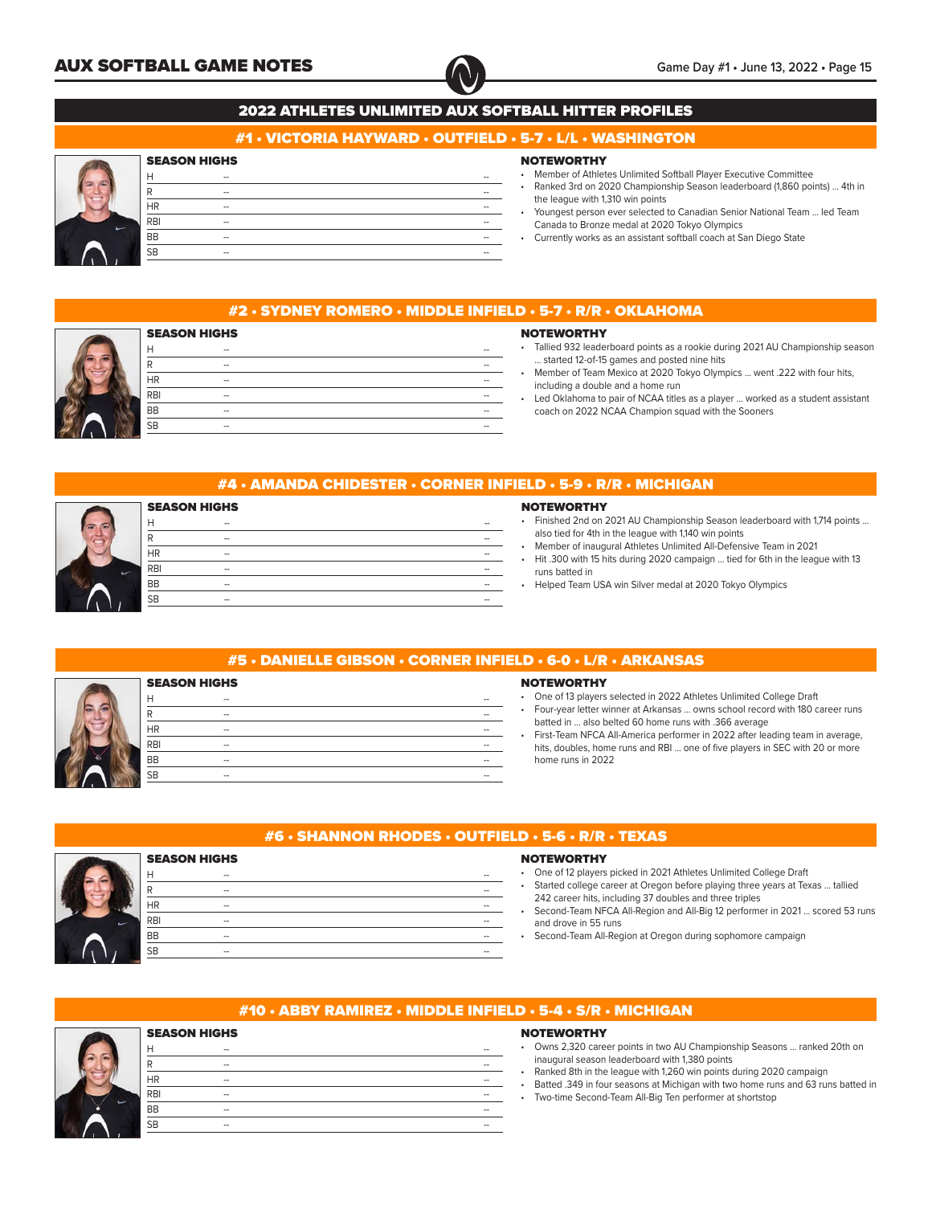## 2022 ATHLETES UNLIMITED AUX SOFTBALL HITTER PROFILES

### #1 • VICTORIA HAYWARD • OUTFIELD • 5-7 • L/L • WASHINGTON

**SEASON HIGHS**

| | | |
|---|---|---|
| H | -- | -- |
| R | -- | -- |
| HR | -- | -- |
| RBI | -- | -- |
| BB | -- | -- |
| SB | -- | -- |

**NOTEWORTHY**

- Member of Athletes Unlimited Softball Player Executive Committee
- Ranked 3rd on 2020 Championship Season leaderboard (1,860 points) ... 4th in the league with 1,310 win points
- Youngest person ever selected to Canadian Senior National Team ... led Team Canada to Bronze medal at 2020 Tokyo Olympics
- Currently works as an assistant softball coach at San Diego State

### #2 • SYDNEY ROMERO • MIDDLE INFIELD • 5-7 • R/R • OKLAHOMA

**SEASON HIGHS**

| | | |
|---|---|---|
| H | -- | -- |
| R | -- | -- |
| HR | -- | -- |
| RBI | -- | -- |
| BB | -- | -- |
| SB | -- | -- |

**NOTEWORTHY**

- Tallied 932 leaderboard points as a rookie during 2021 AU Championship season ... started 12-of-15 games and posted nine hits
- Member of Team Mexico at 2020 Tokyo Olympics ... went .222 with four hits, including a double and a home run
- Led Oklahoma to pair of NCAA titles as a player ... worked as a student assistant coach on 2022 NCAA Champion squad with the Sooners

### #4 • AMANDA CHIDESTER • CORNER INFIELD • 5-9 • R/R • MICHIGAN

**SEASON HIGHS**

| | | |
|---|---|---|
| H | -- | -- |
| R | -- | -- |
| HR | -- | -- |
| RBI | -- | -- |
| BB | -- | -- |
| SB | -- | -- |

**NOTEWORTHY**

- Finished 2nd on 2021 AU Championship Season leaderboard with 1,714 points ... also tied for 4th in the league with 1,140 win points
- Member of inaugural Athletes Unlimited All-Defensive Team in 2021
- Hit .300 with 15 hits during 2020 campaign ... tied for 6th in the league with 13 runs batted in
- Helped Team USA win Silver medal at 2020 Tokyo Olympics

### #5 • DANIELLE GIBSON • CORNER INFIELD • 6-0 • L/R • ARKANSAS

**SEASON HIGHS**

| | | |
|---|---|---|
| H | -- | -- |
| R | -- | -- |
| HR | -- | -- |
| RBI | -- | -- |
| BB | -- | -- |
| SB | -- | -- |

**NOTEWORTHY**

- One of 13 players selected in 2022 Athletes Unlimited College Draft
- Four-year letter winner at Arkansas ... owns school record with 180 career runs batted in ... also belted 60 home runs with .366 average
- First-Team NFCA All-America performer in 2022 after leading team in average, hits, doubles, home runs and RBI ... one of five players in SEC with 20 or more home runs in 2022

### #6 • SHANNON RHODES • OUTFIELD • 5-6 • R/R • TEXAS

**SEASON HIGHS**

| | | |
|---|---|---|
| H | -- | -- |
| R | -- | -- |
| HR | -- | -- |
| RBI | -- | -- |
| BB | -- | -- |
| SB | -- | -- |

**NOTEWORTHY**

- One of 12 players picked in 2021 Athletes Unlimited College Draft
- Started college career at Oregon before playing three years at Texas ... tallied 242 career hits, including 37 doubles and three triples
- Second-Team NFCA All-Region and All-Big 12 performer in 2021 ... scored 53 runs and drove in 55 runs
- Second-Team All-Region at Oregon during sophomore campaign

### #10 • ABBY RAMIREZ • MIDDLE INFIELD • 5-4 • S/R • MICHIGAN

**SEASON HIGHS**

| | | |
|---|---|---|
| H | -- | -- |
| R | -- | -- |
| HR | -- | -- |
| RBI | -- | -- |
| BB | -- | -- |
| SB | -- | -- |

**NOTEWORTHY**

- Owns 2,320 career points in two AU Championship Seasons ... ranked 20th on inaugural season leaderboard with 1,380 points
- Ranked 8th in the league with 1,260 win points during 2020 campaign
- Batted .349 in four seasons at Michigan with two home runs and 63 runs batted in
- Two-time Second-Team All-Big Ten performer at shortstop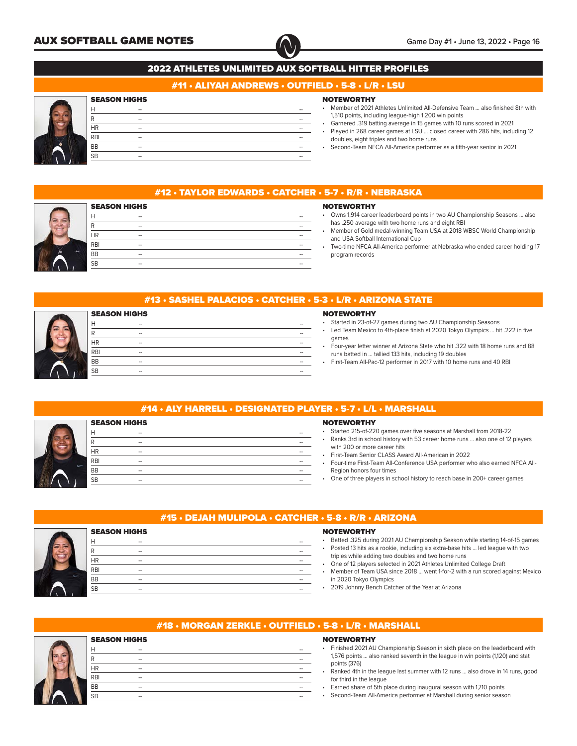## 2022 ATHLETES UNLIMITED AUX SOFTBALL HITTER PROFILES

### #11 • ALIYAH ANDREWS • OUTFIELD • 5-8 • L/R • LSU

**SEASON HIGHS**

| | | |
|---|---|---|
| H | -- | -- |
| R | -- | -- |
| HR | -- | -- |
| RBI | -- | -- |
| BB | -- | -- |
| SB | -- | -- |

**NOTEWORTHY**

- Member of 2021 Athletes Unlimited All-Defensive Team ... also finished 8th with 1,510 points, including league-high 1,200 win points
- Garnered .319 batting average in 15 games with 10 runs scored in 2021
- Played in 268 career games at LSU ... closed career with 286 hits, including 12 doubles, eight triples and two home runs
- Second-Team NFCA All-America performer as a fifth-year senior in 2021

### #12 • TAYLOR EDWARDS • CATCHER • 5-7 • R/R • NEBRASKA

**SEASON HIGHS**

| | | |
|---|---|---|
| H | -- | -- |
| R | -- | -- |
| HR | -- | -- |
| RBI | -- | -- |
| BB | -- | -- |
| SB | -- | -- |

**NOTEWORTHY**

- Owns 1,914 career leaderboard points in two AU Championship Seasons ... also has .250 average with two home runs and eight RBI
- Member of Gold medal-winning Team USA at 2018 WBSC World Championship and USA Softball International Cup
- Two-time NFCA All-America performer at Nebraska who ended career holding 17 program records

### #13 • SASHEL PALACIOS • CATCHER • 5-3 • L/R • ARIZONA STATE

**SEASON HIGHS**

| | | |
|---|---|---|
| H | -- | -- |
| R | -- | -- |
| HR | -- | -- |
| RBI | -- | -- |
| BB | -- | -- |
| SB | -- | -- |

**NOTEWORTHY**

- Started in 23-of-27 games during two AU Championship Seasons
- Led Team Mexico to 4th-place finish at 2020 Tokyo Olympics ... hit .222 in five games
- Four-year letter winner at Arizona State who hit .322 with 18 home runs and 88 runs batted in ... tallied 133 hits, including 19 doubles
- First-Team All-Pac-12 performer in 2017 with 10 home runs and 40 RBI

### #14 • ALY HARRELL • DESIGNATED PLAYER • 5-7 • L/L • MARSHALL

**SEASON HIGHS**

| | | |
|---|---|---|
| H | -- | -- |
| R | -- | -- |
| HR | -- | -- |
| RBI | -- | -- |
| BB | -- | -- |
| SB | -- | -- |

**NOTEWORTHY**

- Started 215-of-220 games over five seasons at Marshall from 2018-22
- Ranks 3rd in school history with 53 career home runs ... also one of 12 players with 200 or more career hits
- First-Team Senior CLASS Award All-American in 2022
- Four-time First-Team All-Conference USA performer who also earned NFCA All-Region honors four times
- One of three players in school history to reach base in 200+ career games

### #15 • DEJAH MULIPOLA • CATCHER • 5-8 • R/R • ARIZONA

**SEASON HIGHS**

| | | |
|---|---|---|
| H | -- | -- |
| R | -- | -- |
| HR | -- | -- |
| RBI | -- | -- |
| BB | -- | -- |
| SB | -- | -- |

**NOTEWORTHY**

- Batted .325 during 2021 AU Championship Season while starting 14-of-15 games
- Posted 13 hits as a rookie, including six extra-base hits ... led league with two triples while adding two doubles and two home runs
- One of 12 players selected in 2021 Athletes Unlimited College Draft
- Member of Team USA since 2018 ... went 1-for-2 with a run scored against Mexico in 2020 Tokyo Olympics
- 2019 Johnny Bench Catcher of the Year at Arizona

### #18 • MORGAN ZERKLE • OUTFIELD • 5-8 • L/R • MARSHALL

**SEASON HIGHS**

| | | |
|---|---|---|
| H | -- | -- |
| R | -- | -- |
| HR | -- | -- |
| RBI | -- | -- |
| BB | -- | -- |
| SB | -- | -- |

**NOTEWORTHY**

- Finished 2021 AU Championship Season in sixth place on the leaderboard with 1,576 points ... also ranked seventh in the league in win points (1,120) and stat points (376)
- Ranked 4th in the league last summer with 12 runs ... also drove in 14 runs, good for third in the league
- Earned share of 5th place during inaugural season with 1,710 points
- Second-Team All-America performer at Marshall during senior season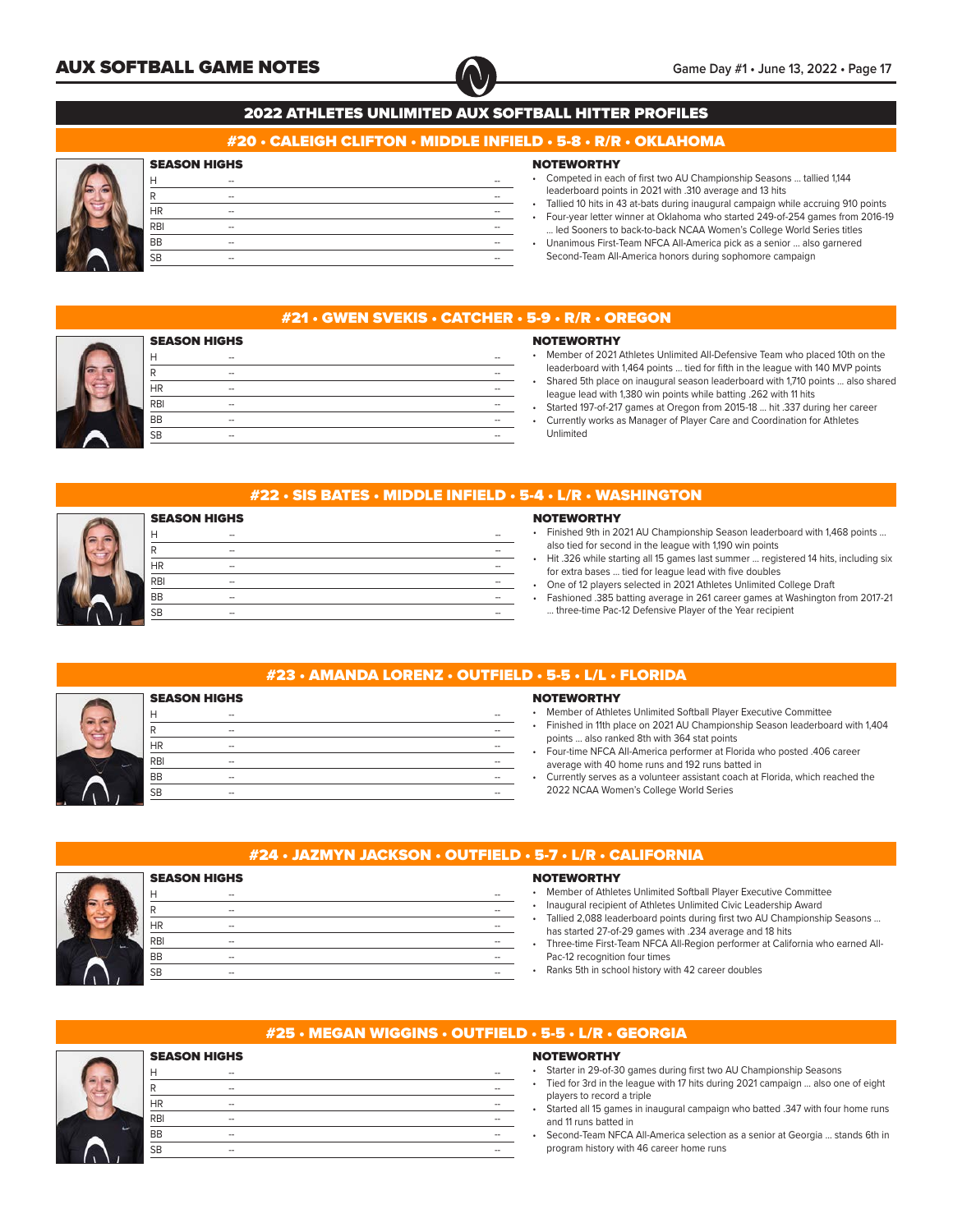## 2022 ATHLETES UNLIMITED AUX SOFTBALL HITTER PROFILES

### #20 • CALEIGH CLIFTON • MIDDLE INFIELD • 5-8 • R/R • OKLAHOMA

**SEASON HIGHS**

| | | |
|---|---|---|
| H | -- | -- |
| R | -- | -- |
| HR | -- | -- |
| RBI | -- | -- |
| BB | -- | -- |
| SB | -- | -- |

**NOTEWORTHY**

- Competed in each of first two AU Championship Seasons ... tallied 1,144 leaderboard points in 2021 with .310 average and 13 hits
- Tallied 10 hits in 43 at-bats during inaugural campaign while accruing 910 points
- Four-year letter winner at Oklahoma who started 249-of-254 games from 2016-19 ... led Sooners to back-to-back NCAA Women's College World Series titles
- Unanimous First-Team NFCA All-America pick as a senior ... also garnered Second-Team All-America honors during sophomore campaign

### #21 • GWEN SVEKIS • CATCHER • 5-9 • R/R • OREGON

**SEASON HIGHS**

| | | |
|---|---|---|
| H | -- | -- |
| R | -- | -- |
| HR | -- | -- |
| RBI | -- | -- |
| BB | -- | -- |
| SB | -- | -- |

**NOTEWORTHY**

- Member of 2021 Athletes Unlimited All-Defensive Team who placed 10th on the leaderboard with 1,464 points ... tied for fifth in the league with 140 MVP points
- Shared 5th place on inaugural season leaderboard with 1,710 points ... also shared league lead with 1,380 win points while batting .262 with 11 hits
- Started 197-of-217 games at Oregon from 2015-18 ... hit .337 during her career
- Currently works as Manager of Player Care and Coordination for Athletes Unlimited

### #22 • SIS BATES • MIDDLE INFIELD • 5-4 • L/R • WASHINGTON

**SEASON HIGHS**

| | | |
|---|---|---|
| H | -- | -- |
| R | -- | -- |
| HR | -- | -- |
| RBI | -- | -- |
| BB | -- | -- |
| SB | -- | -- |

**NOTEWORTHY**

- Finished 9th in 2021 AU Championship Season leaderboard with 1,468 points ... also tied for second in the league with 1,190 win points
- Hit .326 while starting all 15 games last summer ... registered 14 hits, including six for extra bases ... tied for league lead with five doubles
- One of 12 players selected in 2021 Athletes Unlimited College Draft
- Fashioned .385 batting average in 261 career games at Washington from 2017-21 ... three-time Pac-12 Defensive Player of the Year recipient

### #23 • AMANDA LORENZ • OUTFIELD • 5-5 • L/L • FLORIDA

**SEASON HIGHS**

| | | |
|---|---|---|
| H | -- | -- |
| R | -- | -- |
| HR | -- | -- |
| RBI | -- | -- |
| BB | -- | -- |
| SB | -- | -- |

**NOTEWORTHY**

- Member of Athletes Unlimited Softball Player Executive Committee
- Finished in 11th place on 2021 AU Championship Season leaderboard with 1,404 points ... also ranked 8th with 364 stat points
- Four-time NFCA All-America performer at Florida who posted .406 career average with 40 home runs and 192 runs batted in
- Currently serves as a volunteer assistant coach at Florida, which reached the 2022 NCAA Women's College World Series

### #24 • JAZMYN JACKSON • OUTFIELD • 5-7 • L/R • CALIFORNIA

**SEASON HIGHS**

| | | |
|---|---|---|
| H | -- | -- |
| R | -- | -- |
| HR | -- | -- |
| RBI | -- | -- |
| BB | -- | -- |
| SB | -- | -- |

**NOTEWORTHY**

- Member of Athletes Unlimited Softball Player Executive Committee
- Inaugural recipient of Athletes Unlimited Civic Leadership Award
- Tallied 2,088 leaderboard points during first two AU Championship Seasons ... has started 27-of-29 games with .234 average and 18 hits
- Three-time First-Team NFCA All-Region performer at California who earned All-Pac-12 recognition four times
- Ranks 5th in school history with 42 career doubles

### #25 • MEGAN WIGGINS • OUTFIELD • 5-5 • L/R • GEORGIA

**SEASON HIGHS**

| | | |
|---|---|---|
| H | -- | -- |
| R | -- | -- |
| HR | -- | -- |
| RBI | -- | -- |
| BB | -- | -- |
| SB | -- | -- |

**NOTEWORTHY**

- Starter in 29-of-30 games during first two AU Championship Seasons
- Tied for 3rd in the league with 17 hits during 2021 campaign ... also one of eight players to record a triple
- Started all 15 games in inaugural campaign who batted .347 with four home runs and 11 runs batted in
- Second-Team NFCA All-America selection as a senior at Georgia ... stands 6th in program history with 46 career home runs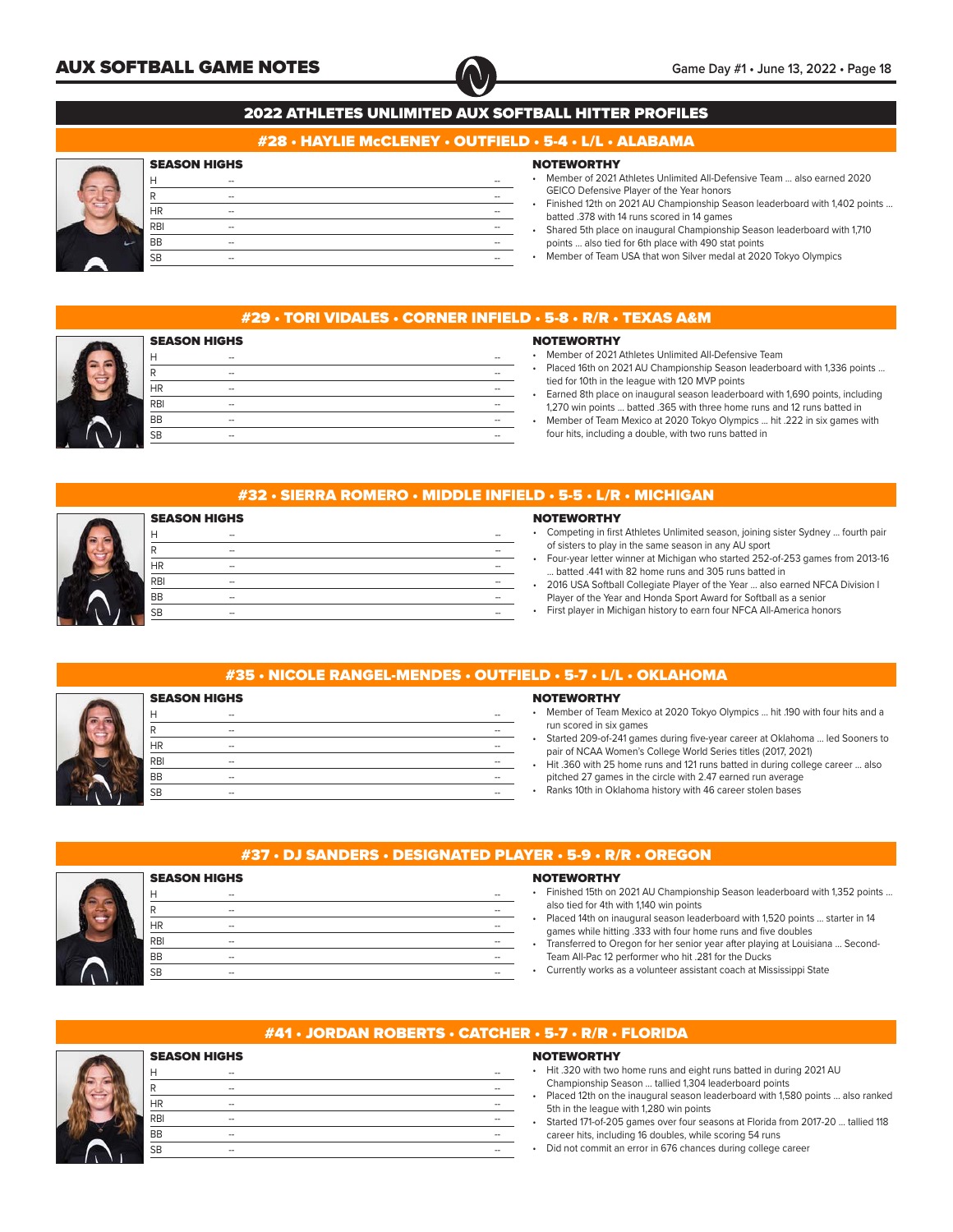## 2022 ATHLETES UNLIMITED AUX SOFTBALL HITTER PROFILES

### #28 • HAYLIE McCLENEY • OUTFIELD • 5-4 • L/L • ALABAMA

**SEASON HIGHS**

| | | |
|---|---|---|
| H | -- | -- |
| R | -- | -- |
| HR | -- | -- |
| RBI | -- | -- |
| BB | -- | -- |
| SB | -- | -- |

**NOTEWORTHY**

- Member of 2021 Athletes Unlimited All-Defensive Team ... also earned 2020 GEICO Defensive Player of the Year honors
- Finished 12th on 2021 AU Championship Season leaderboard with 1,402 points ... batted .378 with 14 runs scored in 14 games
- Shared 5th place on inaugural Championship Season leaderboard with 1,710 points ... also tied for 6th place with 490 stat points
- Member of Team USA that won Silver medal at 2020 Tokyo Olympics

### #29 • TORI VIDALES • CORNER INFIELD • 5-8 • R/R • TEXAS A&M

**SEASON HIGHS**

| | | |
|---|---|---|
| H | -- | -- |
| R | -- | -- |
| HR | -- | -- |
| RBI | -- | -- |
| BB | -- | -- |
| SB | -- | -- |

**NOTEWORTHY**

- Member of 2021 Athletes Unlimited All-Defensive Team
- Placed 16th on 2021 AU Championship Season leaderboard with 1,336 points ... tied for 10th in the league with 120 MVP points
- Earned 8th place on inaugural season leaderboard with 1,690 points, including 1,270 win points ... batted .365 with three home runs and 12 runs batted in
- Member of Team Mexico at 2020 Tokyo Olympics ... hit .222 in six games with four hits, including a double, with two runs batted in

### #32 • SIERRA ROMERO • MIDDLE INFIELD • 5-5 • L/R • MICHIGAN

**SEASON HIGHS**

| | | |
|---|---|---|
| H | -- | -- |
| R | -- | -- |
| HR | -- | -- |
| RBI | -- | -- |
| BB | -- | -- |
| SB | -- | -- |

**NOTEWORTHY**

- Competing in first Athletes Unlimited season, joining sister Sydney ... fourth pair of sisters to play in the same season in any AU sport
- Four-year letter winner at Michigan who started 252-of-253 games from 2013-16 ... batted .441 with 82 home runs and 305 runs batted in
- 2016 USA Softball Collegiate Player of the Year ... also earned NFCA Division I Player of the Year and Honda Sport Award for Softball as a senior
- First player in Michigan history to earn four NFCA All-America honors

### #35 • NICOLE RANGEL-MENDES • OUTFIELD • 5-7 • L/L • OKLAHOMA

**SEASON HIGHS**

| | | |
|---|---|---|
| H | -- | -- |
| R | -- | -- |
| HR | -- | -- |
| RBI | -- | -- |
| BB | -- | -- |
| SB | -- | -- |

**NOTEWORTHY**

- Member of Team Mexico at 2020 Tokyo Olympics ... hit .190 with four hits and a run scored in six games
- Started 209-of-241 games during five-year career at Oklahoma ... led Sooners to pair of NCAA Women's College World Series titles (2017, 2021)
- Hit .360 with 25 home runs and 121 runs batted in during college career ... also pitched 27 games in the circle with 2.47 earned run average
- Ranks 10th in Oklahoma history with 46 career stolen bases

### #37 • DJ SANDERS • DESIGNATED PLAYER • 5-9 • R/R • OREGON

**SEASON HIGHS**

| | | |
|---|---|---|
| H | -- | -- |
| R | -- | -- |
| HR | -- | -- |
| RBI | -- | -- |
| BB | -- | -- |
| SB | -- | -- |

**NOTEWORTHY**

- Finished 15th on 2021 AU Championship Season leaderboard with 1,352 points ... also tied for 4th with 1,140 win points
- Placed 14th on inaugural season leaderboard with 1,520 points ... starter in 14 games while hitting .333 with four home runs and five doubles
- Transferred to Oregon for her senior year after playing at Louisiana ... Second-Team All-Pac 12 performer who hit .281 for the Ducks
- Currently works as a volunteer assistant coach at Mississippi State

### #41 • JORDAN ROBERTS • CATCHER • 5-7 • R/R • FLORIDA

**SEASON HIGHS**

| | | |
|---|---|---|
| H | -- | -- |
| R | -- | -- |
| HR | -- | -- |
| RBI | -- | -- |
| BB | -- | -- |
| SB | -- | -- |

**NOTEWORTHY**

- Hit .320 with two home runs and eight runs batted in during 2021 AU Championship Season ... tallied 1,304 leaderboard points
- Placed 12th on the inaugural season leaderboard with 1,580 points ... also ranked 5th in the league with 1,280 win points
- Started 171-of-205 games over four seasons at Florida from 2017-20 ... tallied 118 career hits, including 16 doubles, while scoring 54 runs
- Did not commit an error in 676 chances during college career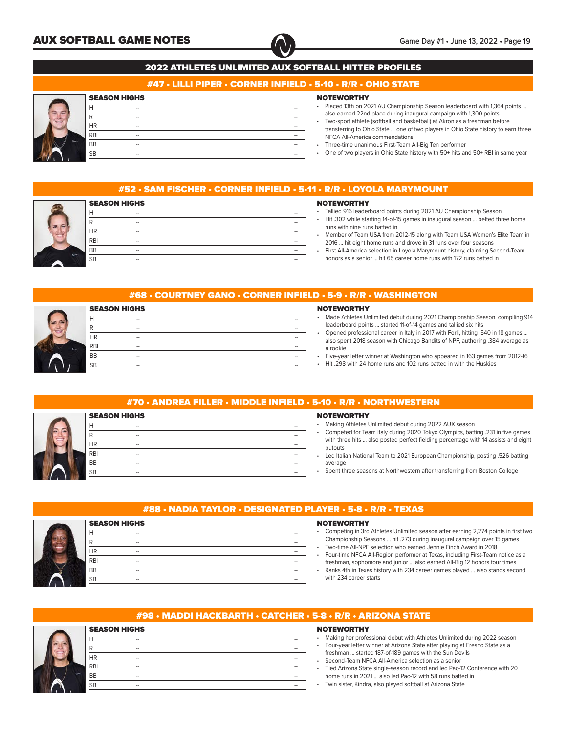## 2022 ATHLETES UNLIMITED AUX SOFTBALL HITTER PROFILES

### #47 • LILLI PIPER • CORNER INFIELD • 5-10 • R/R • OHIO STATE

**SEASON HIGHS**

| | | |
|---|---|---|
| H | -- | -- |
| R | -- | -- |
| HR | -- | -- |
| RBI | -- | -- |
| BB | -- | -- |
| SB | -- | -- |

**NOTEWORTHY**

- Placed 13th on 2021 AU Championship Season leaderboard with 1,364 points ... also earned 22nd place during inaugural campaign with 1,300 points
- Two-sport athlete (softball and basketball) at Akron as a freshman before transferring to Ohio State ... one of two players in Ohio State history to earn three NFCA All-America commendations
- Three-time unanimous First-Team All-Big Ten performer
- One of two players in Ohio State history with 50+ hits and 50+ RBI in same year

### #52 • SAM FISCHER • CORNER INFIELD • 5-11 • R/R • LOYOLA MARYMOUNT

**SEASON HIGHS**

| | | |
|---|---|---|
| H | -- | -- |
| R | -- | -- |
| HR | -- | -- |
| RBI | -- | -- |
| BB | -- | -- |
| SB | -- | -- |

**NOTEWORTHY**

- Tallied 916 leaderboard points during 2021 AU Championship Season
- Hit .302 while starting 14-of-15 games in inaugural season ... belted three home runs with nine runs batted in
- Member of Team USA from 2012-15 along with Team USA Women's Elite Team in 2016 ... hit eight home runs and drove in 31 runs over four seasons
- First All-America selection in Loyola Marymount history, claiming Second-Team honors as a senior ... hit 65 career home runs with 172 runs batted in

### #68 • COURTNEY GANO • CORNER INFIELD • 5-9 • R/R • WASHINGTON

**SEASON HIGHS**

| | | |
|---|---|---|
| H | -- | -- |
| R | -- | -- |
| HR | -- | -- |
| RBI | -- | -- |
| BB | -- | -- |
| SB | -- | -- |

**NOTEWORTHY**

- Made Athletes Unlimited debut during 2021 Championship Season, compiling 914 leaderboard points ... started 11-of-14 games and tallied six hits
- Opened professional career in Italy in 2017 with Forli, hitting .540 in 18 games ... also spent 2018 season with Chicago Bandits of NPF, authoring .384 average as a rookie
- Five-year letter winner at Washington who appeared in 163 games from 2012-16
- Hit .298 with 24 home runs and 102 runs batted in with the Huskies

### #70 • ANDREA FILLER • MIDDLE INFIELD • 5-10 • R/R • NORTHWESTERN

**SEASON HIGHS**

| | | |
|---|---|---|
| H | -- | -- |
| R | -- | -- |
| HR | -- | -- |
| RBI | -- | -- |
| BB | -- | -- |
| SB | -- | -- |

**NOTEWORTHY**

- Making Athletes Unlimited debut during 2022 AUX season
- Competed for Team Italy during 2020 Tokyo Olympics, batting .231 in five games with three hits ... also posted perfect fielding percentage with 14 assists and eight putouts
- Led Italian National Team to 2021 European Championship, posting .526 batting average
- Spent three seasons at Northwestern after transferring from Boston College

### #88 • NADIA TAYLOR • DESIGNATED PLAYER • 5-8 • R/R • TEXAS

**SEASON HIGHS**

| | | |
|---|---|---|
| H | -- | -- |
| R | -- | -- |
| HR | -- | -- |
| RBI | -- | -- |
| BB | -- | -- |
| SB | -- | -- |

**NOTEWORTHY**

- Competing in 3rd Athletes Unlimited season after earning 2,274 points in first two Championship Seasons ... hit .273 during inaugural campaign over 15 games
- Two-time All-NPF selection who earned Jennie Finch Award in 2018
- Four-time NFCA All-Region performer at Texas, including First-Team notice as a freshman, sophomore and junior ... also earned All-Big 12 honors four times
- Ranks 4th in Texas history with 234 career games played ... also stands second with 234 career starts

### #98 • MADDI HACKBARTH • CATCHER • 5-8 • R/R • ARIZONA STATE

**SEASON HIGHS**

| | | |
|---|---|---|
| H | -- | -- |
| R | -- | -- |
| HR | -- | -- |
| RBI | -- | -- |
| BB | -- | -- |
| SB | -- | -- |

**NOTEWORTHY**

- Making her professional debut with Athletes Unlimited during 2022 season
- Four-year letter winner at Arizona State after playing at Fresno State as a freshman ... started 187-of-189 games with the Sun Devils
- Second-Team NFCA All-America selection as a senior
- Tied Arizona State single-season record and led Pac-12 Conference with 20 home runs in 2021 ... also led Pac-12 with 58 runs batted in
- Twin sister, Kindra, also played softball at Arizona State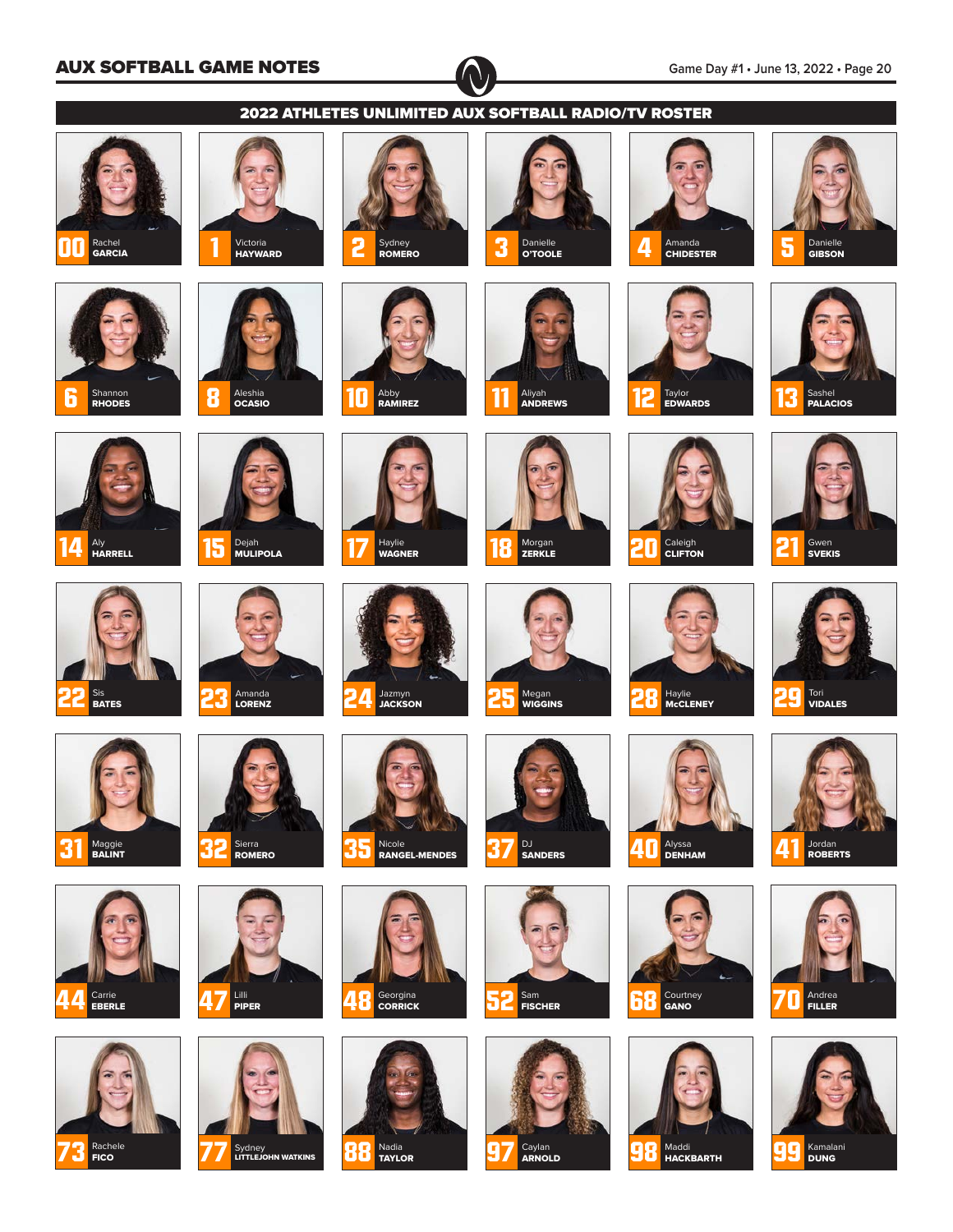## 2022 ATHLETES UNLIMITED AUX SOFTBALL RADIO/TV ROSTER

00 Rachel **GARCIA**

1 Victoria **HAYWARD**

2 Sydney **ROMERO**

3 Danielle **O'TOOLE**

4 Amanda **CHIDESTER**

5 Danielle **GIBSON**

6 Shannon **RHODES**

8 Aleshia **OCASIO**

10 Abby **RAMIREZ**

11 Aliyah **ANDREWS**

12 Taylor **EDWARDS**

13 Sashel **PALACIOS**

14 Aly **HARRELL**

15 Dejah **MULIPOLA**

17 Haylie **WAGNER**

18 Morgan **ZERKLE**

20 Caleigh **CLIFTON**

21 Gwen **SVEKIS**

22 Sis **BATES**

23 Amanda **LORENZ**

24 Jazmyn **JACKSON**

25 Megan **WIGGINS**

28 Haylie **McCLENEY**

29 Tori **VIDALES**

31 Maggie **BALINT**

32 Sierra **ROMERO**

35 Nicole **RANGEL-MENDES**

37 DJ **SANDERS**

40 Alyssa **DENHAM**

41 Jordan **ROBERTS**

44 Carrie **EBERLE**

47 Lilli **PIPER**

48 Georgina **CORRICK**

52 Sam **FISCHER**

68 Courtney **GANO**

70 Andrea **FILLER**

73 Rachele **FICO**

77 Sydney **LITTLEJOHN WATKINS**

88 Nadia **TAYLOR**

97 Caylan **ARNOLD**

98 Maddi **HACKBARTH**

99 Kamalani **DUNG**